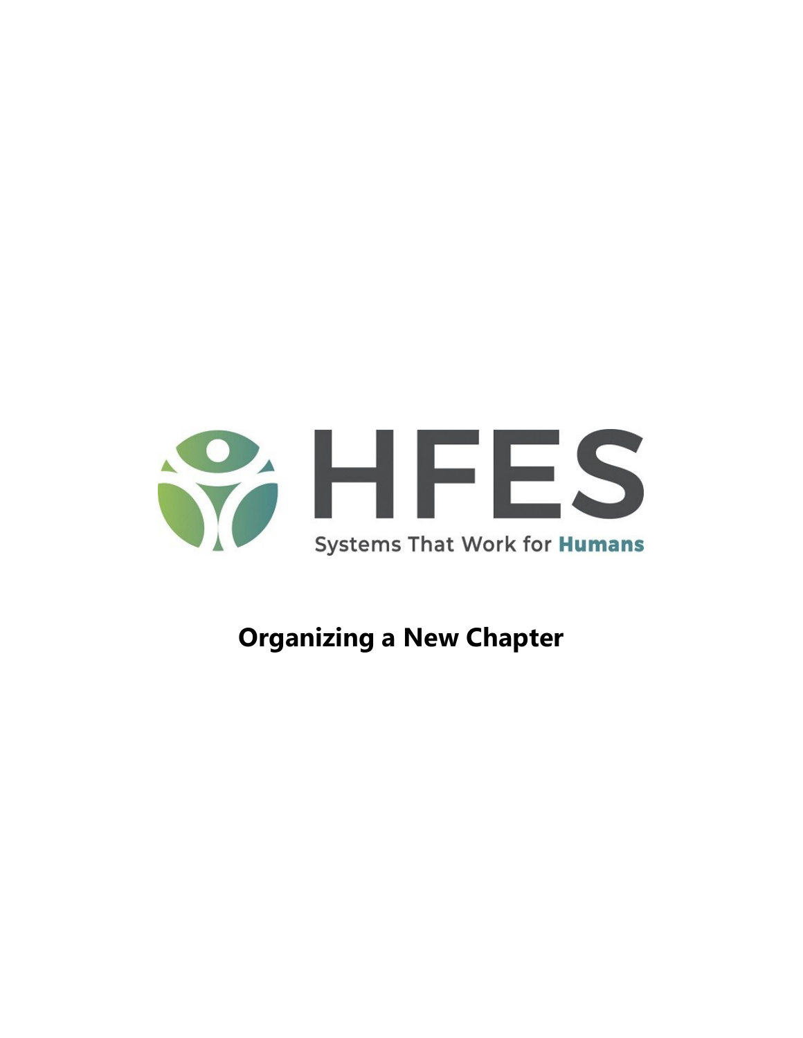HFES

Systems That Work for **Humans**

# Organizing a New Chapter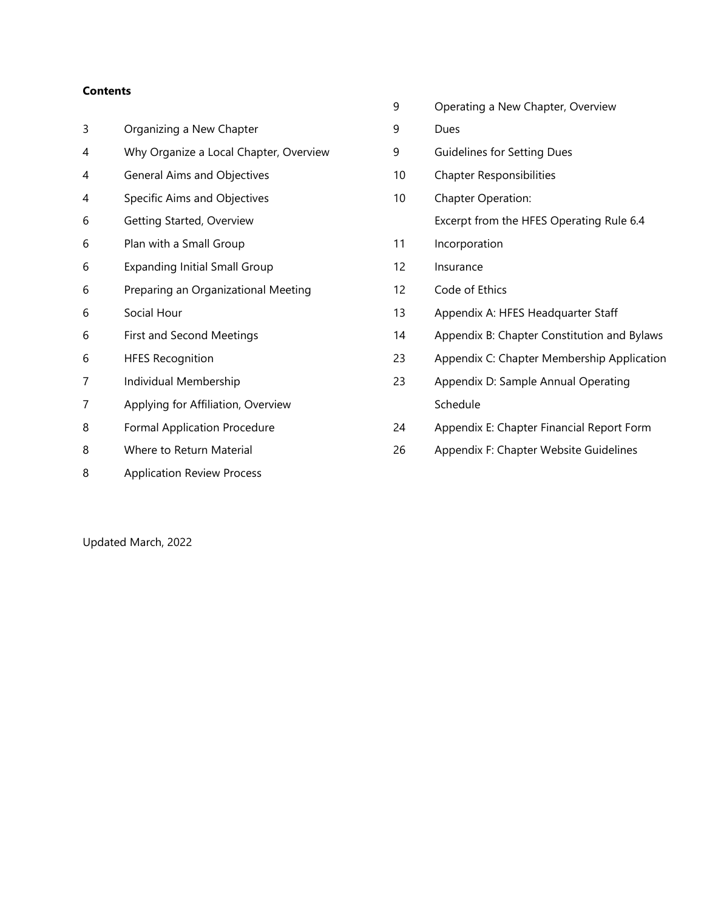**Contents**

| Page | Section |
|---|---|
| 3 | Organizing a New Chapter |
| 4 | Why Organize a Local Chapter, Overview |
| 4 | General Aims and Objectives |
| 4 | Specific Aims and Objectives |
| 6 | Getting Started, Overview |
| 6 | Plan with a Small Group |
| 6 | Expanding Initial Small Group |
| 6 | Preparing an Organizational Meeting |
| 6 | Social Hour |
| 6 | First and Second Meetings |
| 6 | HFES Recognition |
| 7 | Individual Membership |
| 7 | Applying for Affiliation, Overview |
| 8 | Formal Application Procedure |
| 8 | Where to Return Material |
| 8 | Application Review Process |
| 9 | Operating a New Chapter, Overview |
| 9 | Dues |
| 9 | Guidelines for Setting Dues |
| 10 | Chapter Responsibilities |
| 10 | Chapter Operation: Excerpt from the HFES Operating Rule 6.4 |
| 11 | Incorporation |
| 12 | Insurance |
| 12 | Code of Ethics |
| 13 | Appendix A: HFES Headquarter Staff |
| 14 | Appendix B: Chapter Constitution and Bylaws |
| 23 | Appendix C: Chapter Membership Application |
| 23 | Appendix D: Sample Annual Operating Schedule |
| 24 | Appendix E: Chapter Financial Report Form |
| 26 | Appendix F: Chapter Website Guidelines |

Updated March, 2022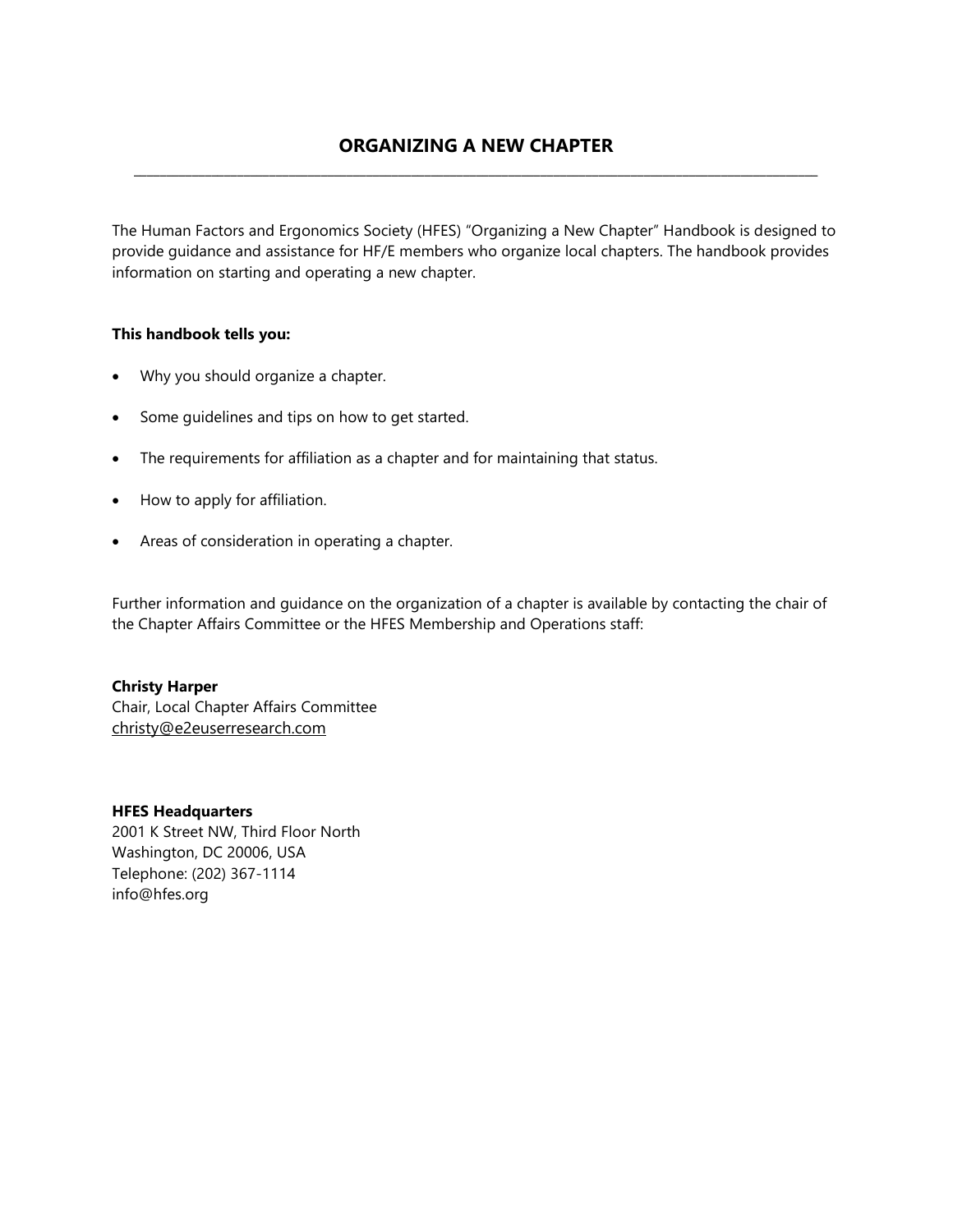# ORGANIZING A NEW CHAPTER

The Human Factors and Ergonomics Society (HFES) "Organizing a New Chapter" Handbook is designed to provide guidance and assistance for HF/E members who organize local chapters. The handbook provides information on starting and operating a new chapter.

**This handbook tells you:**

- Why you should organize a chapter.
- Some guidelines and tips on how to get started.
- The requirements for affiliation as a chapter and for maintaining that status.
- How to apply for affiliation.
- Areas of consideration in operating a chapter.

Further information and guidance on the organization of a chapter is available by contacting the chair of the Chapter Affairs Committee or the HFES Membership and Operations staff:

**Christy Harper**
Chair, Local Chapter Affairs Committee
christy@e2euserresearch.com

**HFES Headquarters**
2001 K Street NW, Third Floor North
Washington, DC 20006, USA
Telephone: (202) 367-1114
info@hfes.org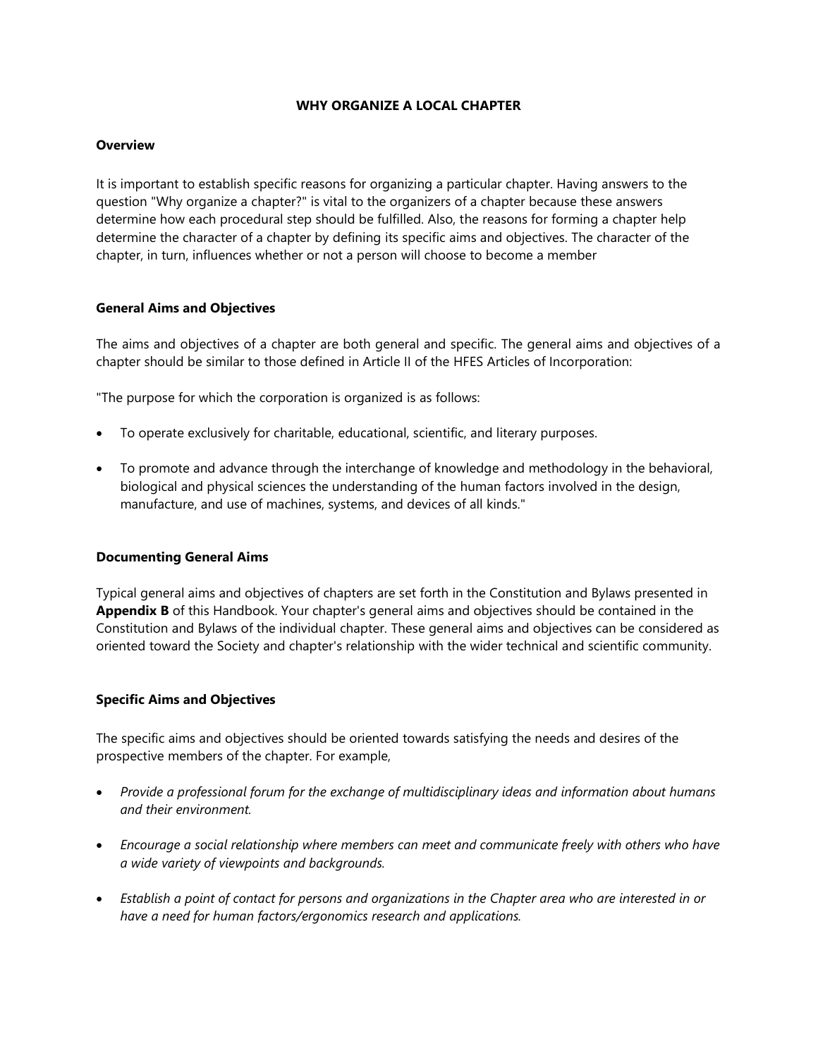# WHY ORGANIZE A LOCAL CHAPTER

## Overview

It is important to establish specific reasons for organizing a particular chapter. Having answers to the question "Why organize a chapter?" is vital to the organizers of a chapter because these answers determine how each procedural step should be fulfilled. Also, the reasons for forming a chapter help determine the character of a chapter by defining its specific aims and objectives. The character of the chapter, in turn, influences whether or not a person will choose to become a member

## General Aims and Objectives

The aims and objectives of a chapter are both general and specific. The general aims and objectives of a chapter should be similar to those defined in Article II of the HFES Articles of Incorporation:

"The purpose for which the corporation is organized is as follows:

- To operate exclusively for charitable, educational, scientific, and literary purposes.
- To promote and advance through the interchange of knowledge and methodology in the behavioral, biological and physical sciences the understanding of the human factors involved in the design, manufacture, and use of machines, systems, and devices of all kinds."

## Documenting General Aims

Typical general aims and objectives of chapters are set forth in the Constitution and Bylaws presented in **Appendix B** of this Handbook. Your chapter's general aims and objectives should be contained in the Constitution and Bylaws of the individual chapter. These general aims and objectives can be considered as oriented toward the Society and chapter's relationship with the wider technical and scientific community.

## Specific Aims and Objectives

The specific aims and objectives should be oriented towards satisfying the needs and desires of the prospective members of the chapter. For example,

- *Provide a professional forum for the exchange of multidisciplinary ideas and information about humans and their environment.*
- *Encourage a social relationship where members can meet and communicate freely with others who have a wide variety of viewpoints and backgrounds.*
- *Establish a point of contact for persons and organizations in the Chapter area who are interested in or have a need for human factors/ergonomics research and applications.*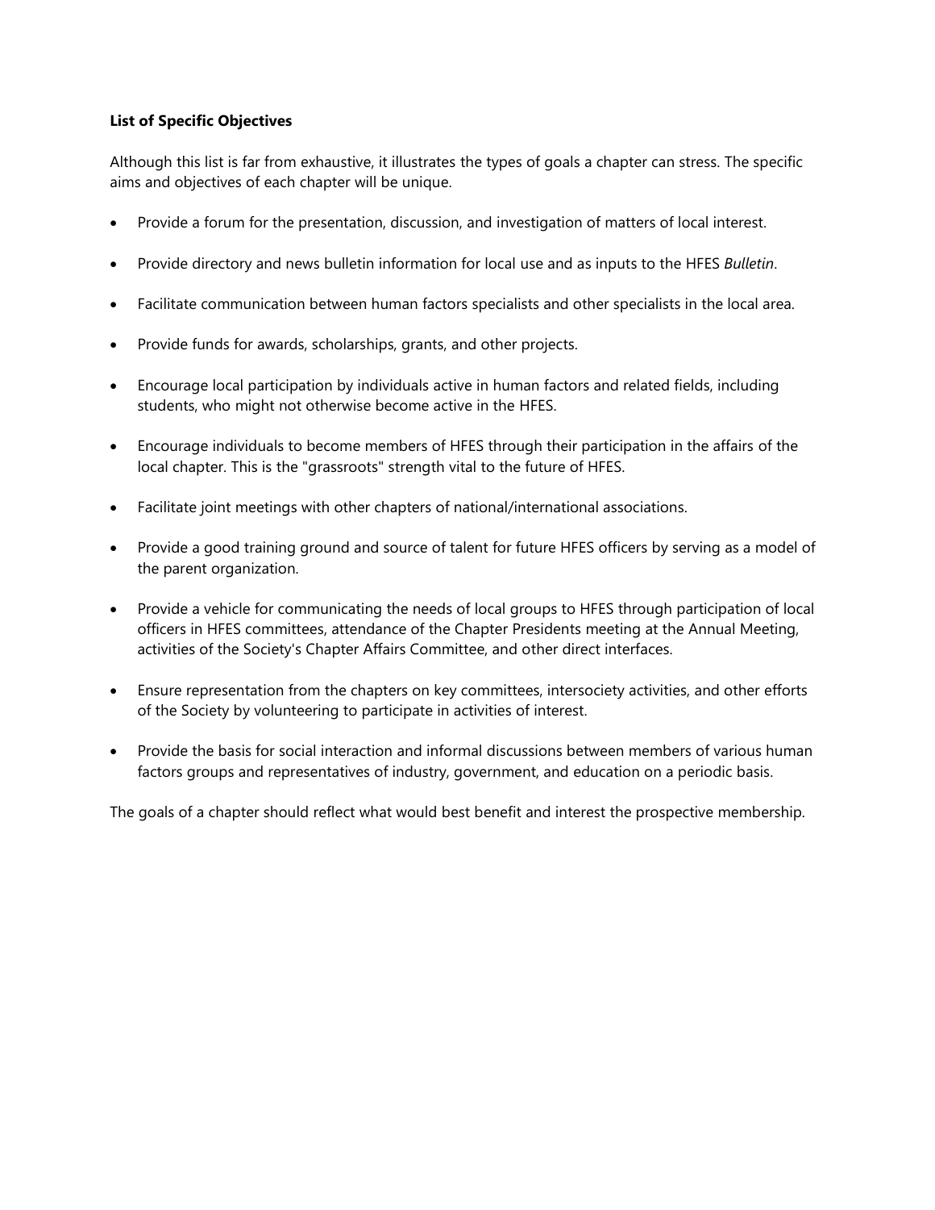**List of Specific Objectives**

Although this list is far from exhaustive, it illustrates the types of goals a chapter can stress. The specific aims and objectives of each chapter will be unique.

- Provide a forum for the presentation, discussion, and investigation of matters of local interest.
- Provide directory and news bulletin information for local use and as inputs to the HFES *Bulletin*.
- Facilitate communication between human factors specialists and other specialists in the local area.
- Provide funds for awards, scholarships, grants, and other projects.
- Encourage local participation by individuals active in human factors and related fields, including students, who might not otherwise become active in the HFES.
- Encourage individuals to become members of HFES through their participation in the affairs of the local chapter. This is the "grassroots" strength vital to the future of HFES.
- Facilitate joint meetings with other chapters of national/international associations.
- Provide a good training ground and source of talent for future HFES officers by serving as a model of the parent organization.
- Provide a vehicle for communicating the needs of local groups to HFES through participation of local officers in HFES committees, attendance of the Chapter Presidents meeting at the Annual Meeting, activities of the Society's Chapter Affairs Committee, and other direct interfaces.
- Ensure representation from the chapters on key committees, intersociety activities, and other efforts of the Society by volunteering to participate in activities of interest.
- Provide the basis for social interaction and informal discussions between members of various human factors groups and representatives of industry, government, and education on a periodic basis.

The goals of a chapter should reflect what would best benefit and interest the prospective membership.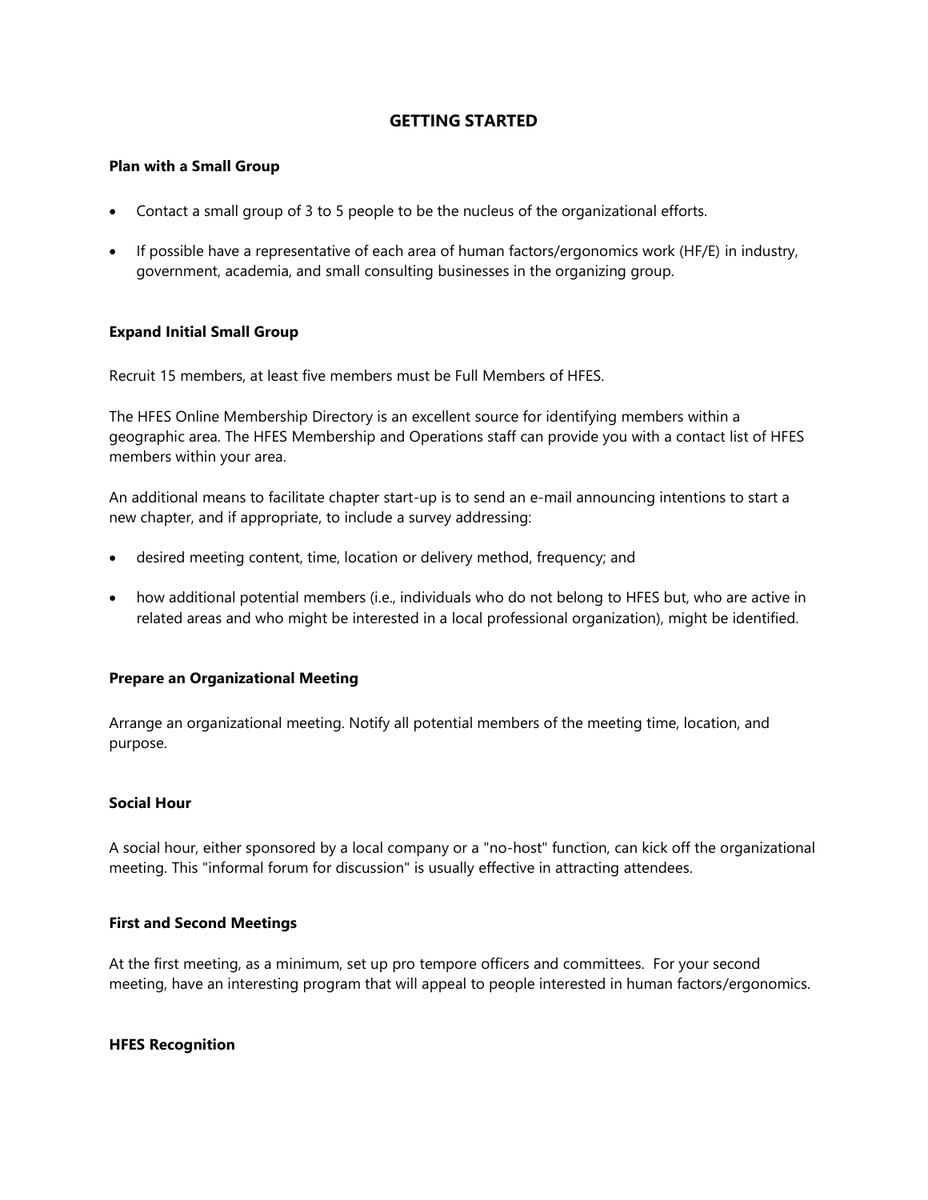## GETTING STARTED

### Plan with a Small Group

- Contact a small group of 3 to 5 people to be the nucleus of the organizational efforts.
- If possible have a representative of each area of human factors/ergonomics work (HF/E) in industry, government, academia, and small consulting businesses in the organizing group.

### Expand Initial Small Group

Recruit 15 members, at least five members must be Full Members of HFES.

The HFES Online Membership Directory is an excellent source for identifying members within a geographic area. The HFES Membership and Operations staff can provide you with a contact list of HFES members within your area.

An additional means to facilitate chapter start-up is to send an e-mail announcing intentions to start a new chapter, and if appropriate, to include a survey addressing:

- desired meeting content, time, location or delivery method, frequency; and
- how additional potential members (i.e., individuals who do not belong to HFES but, who are active in related areas and who might be interested in a local professional organization), might be identified.

### Prepare an Organizational Meeting

Arrange an organizational meeting. Notify all potential members of the meeting time, location, and purpose.

### Social Hour

A social hour, either sponsored by a local company or a "no-host" function, can kick off the organizational meeting. This "informal forum for discussion" is usually effective in attracting attendees.

### First and Second Meetings

At the first meeting, as a minimum, set up pro tempore officers and committees. For your second meeting, have an interesting program that will appeal to people interested in human factors/ergonomics.

### HFES Recognition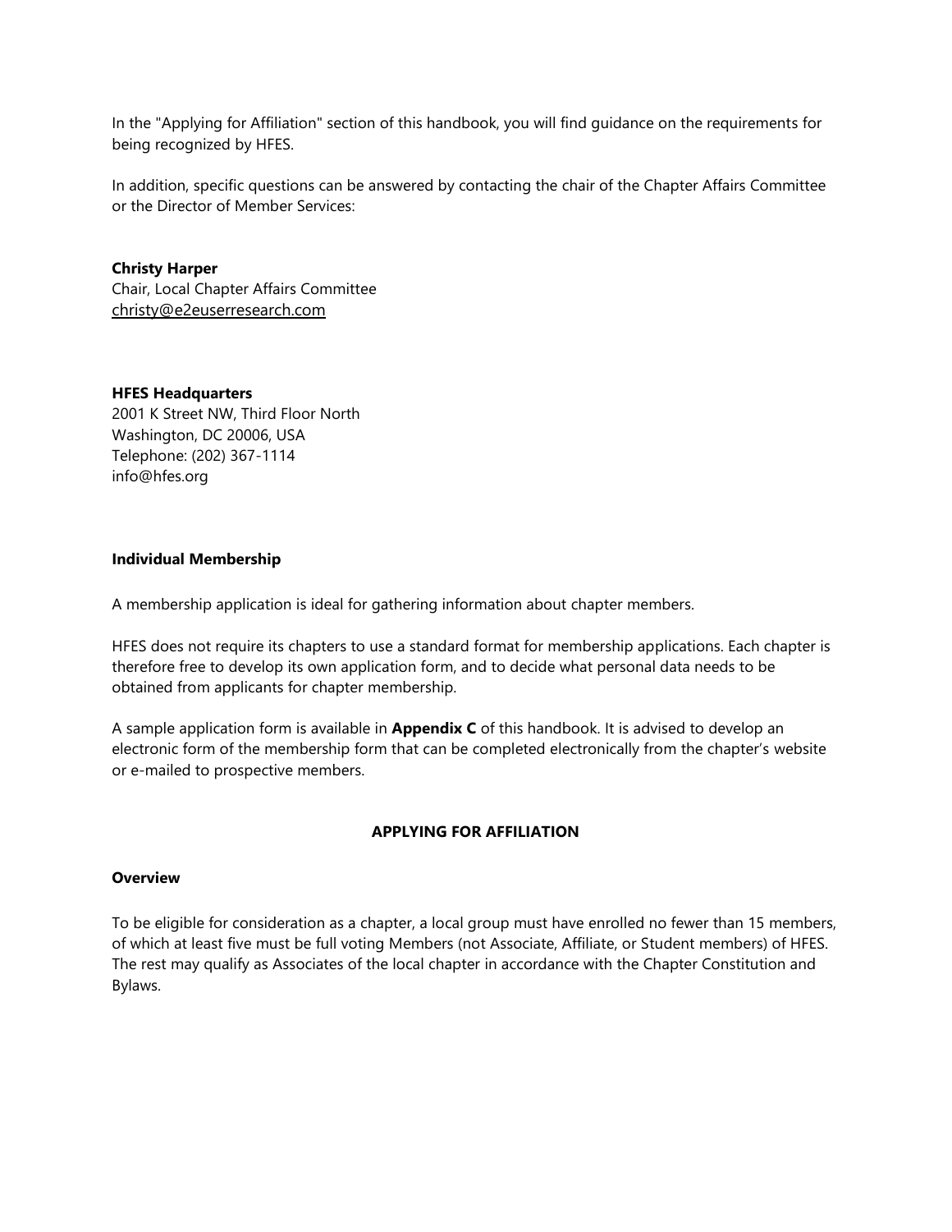In the "Applying for Affiliation" section of this handbook, you will find guidance on the requirements for being recognized by HFES.

In addition, specific questions can be answered by contacting the chair of the Chapter Affairs Committee or the Director of Member Services:

**Christy Harper**
Chair, Local Chapter Affairs Committee
christy@e2euserresearch.com

**HFES Headquarters**
2001 K Street NW, Third Floor North
Washington, DC 20006, USA
Telephone: (202) 367-1114
info@hfes.org

### Individual Membership

A membership application is ideal for gathering information about chapter members.

HFES does not require its chapters to use a standard format for membership applications. Each chapter is therefore free to develop its own application form, and to decide what personal data needs to be obtained from applicants for chapter membership.

A sample application form is available in **Appendix C** of this handbook. It is advised to develop an electronic form of the membership form that can be completed electronically from the chapter's website or e-mailed to prospective members.

## APPLYING FOR AFFILIATION

### Overview

To be eligible for consideration as a chapter, a local group must have enrolled no fewer than 15 members, of which at least five must be full voting Members (not Associate, Affiliate, or Student members) of HFES. The rest may qualify as Associates of the local chapter in accordance with the Chapter Constitution and Bylaws.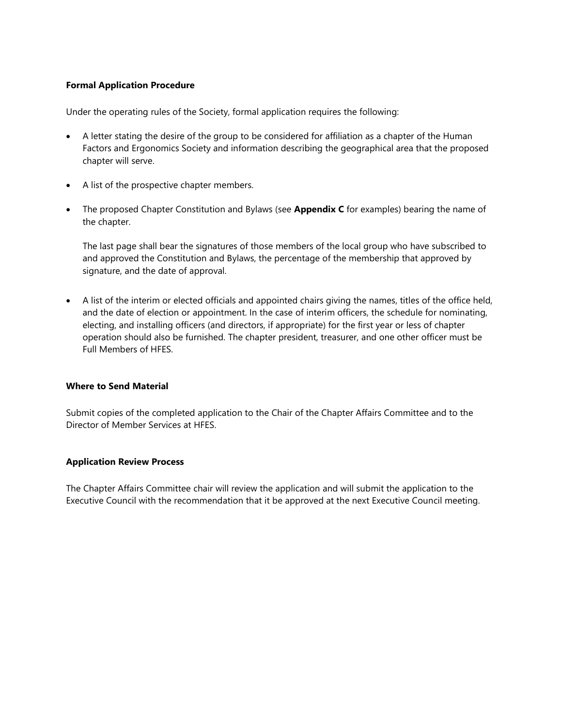**Formal Application Procedure**

Under the operating rules of the Society, formal application requires the following:

- A letter stating the desire of the group to be considered for affiliation as a chapter of the Human Factors and Ergonomics Society and information describing the geographical area that the proposed chapter will serve.
- A list of the prospective chapter members.
- The proposed Chapter Constitution and Bylaws (see **Appendix C** for examples) bearing the name of the chapter.

  The last page shall bear the signatures of those members of the local group who have subscribed to and approved the Constitution and Bylaws, the percentage of the membership that approved by signature, and the date of approval.

- A list of the interim or elected officials and appointed chairs giving the names, titles of the office held, and the date of election or appointment. In the case of interim officers, the schedule for nominating, electing, and installing officers (and directors, if appropriate) for the first year or less of chapter operation should also be furnished. The chapter president, treasurer, and one other officer must be Full Members of HFES.

**Where to Send Material**

Submit copies of the completed application to the Chair of the Chapter Affairs Committee and to the Director of Member Services at HFES.

**Application Review Process**

The Chapter Affairs Committee chair will review the application and will submit the application to the Executive Council with the recommendation that it be approved at the next Executive Council meeting.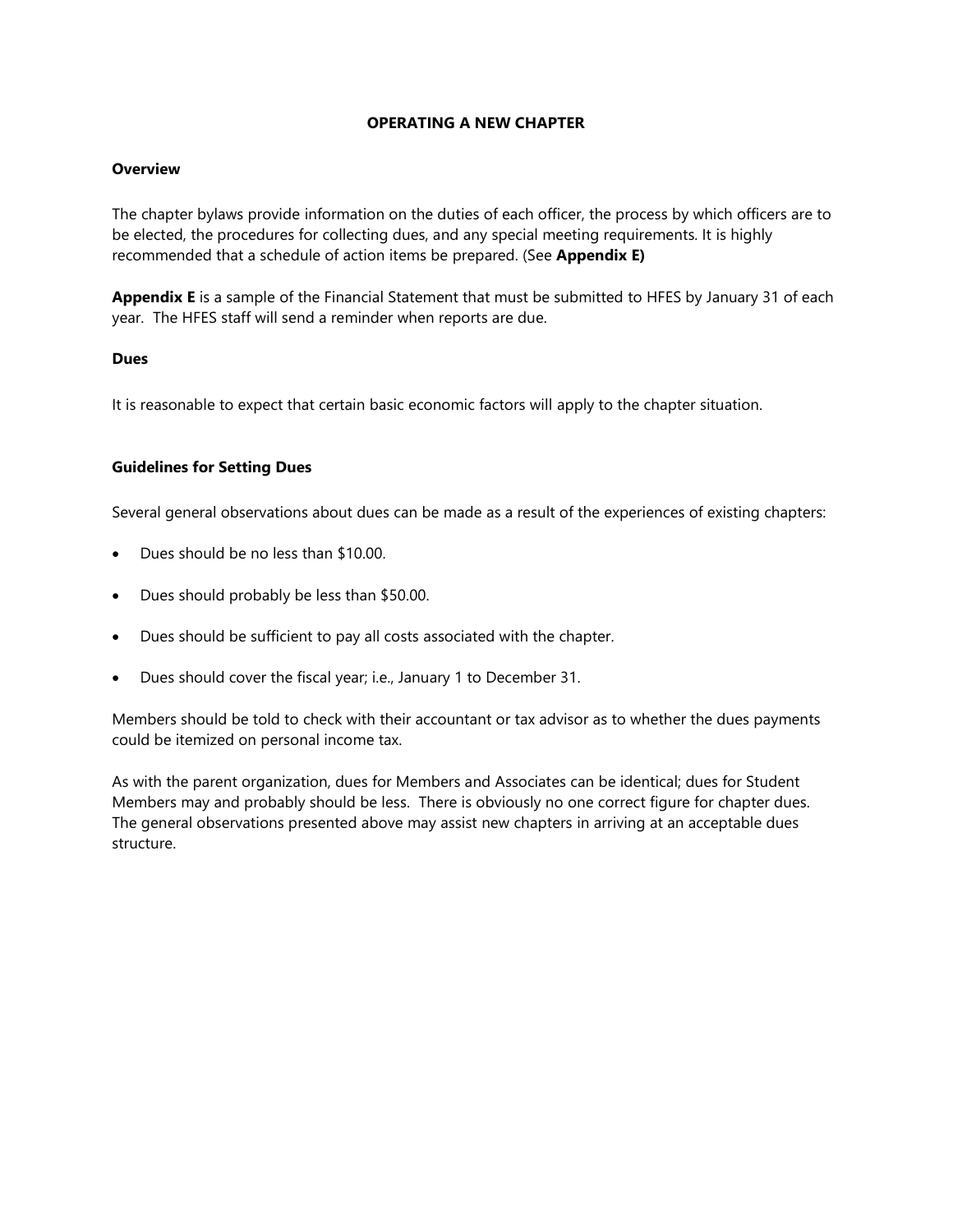# OPERATING A NEW CHAPTER

## Overview

The chapter bylaws provide information on the duties of each officer, the process by which officers are to be elected, the procedures for collecting dues, and any special meeting requirements. It is highly recommended that a schedule of action items be prepared. (See **Appendix E)**

**Appendix E** is a sample of the Financial Statement that must be submitted to HFES by January 31 of each year. The HFES staff will send a reminder when reports are due.

## Dues

It is reasonable to expect that certain basic economic factors will apply to the chapter situation.

## Guidelines for Setting Dues

Several general observations about dues can be made as a result of the experiences of existing chapters:

- Dues should be no less than $10.00.
- Dues should probably be less than $50.00.
- Dues should be sufficient to pay all costs associated with the chapter.
- Dues should cover the fiscal year; i.e., January 1 to December 31.

Members should be told to check with their accountant or tax advisor as to whether the dues payments could be itemized on personal income tax.

As with the parent organization, dues for Members and Associates can be identical; dues for Student Members may and probably should be less. There is obviously no one correct figure for chapter dues. The general observations presented above may assist new chapters in arriving at an acceptable dues structure.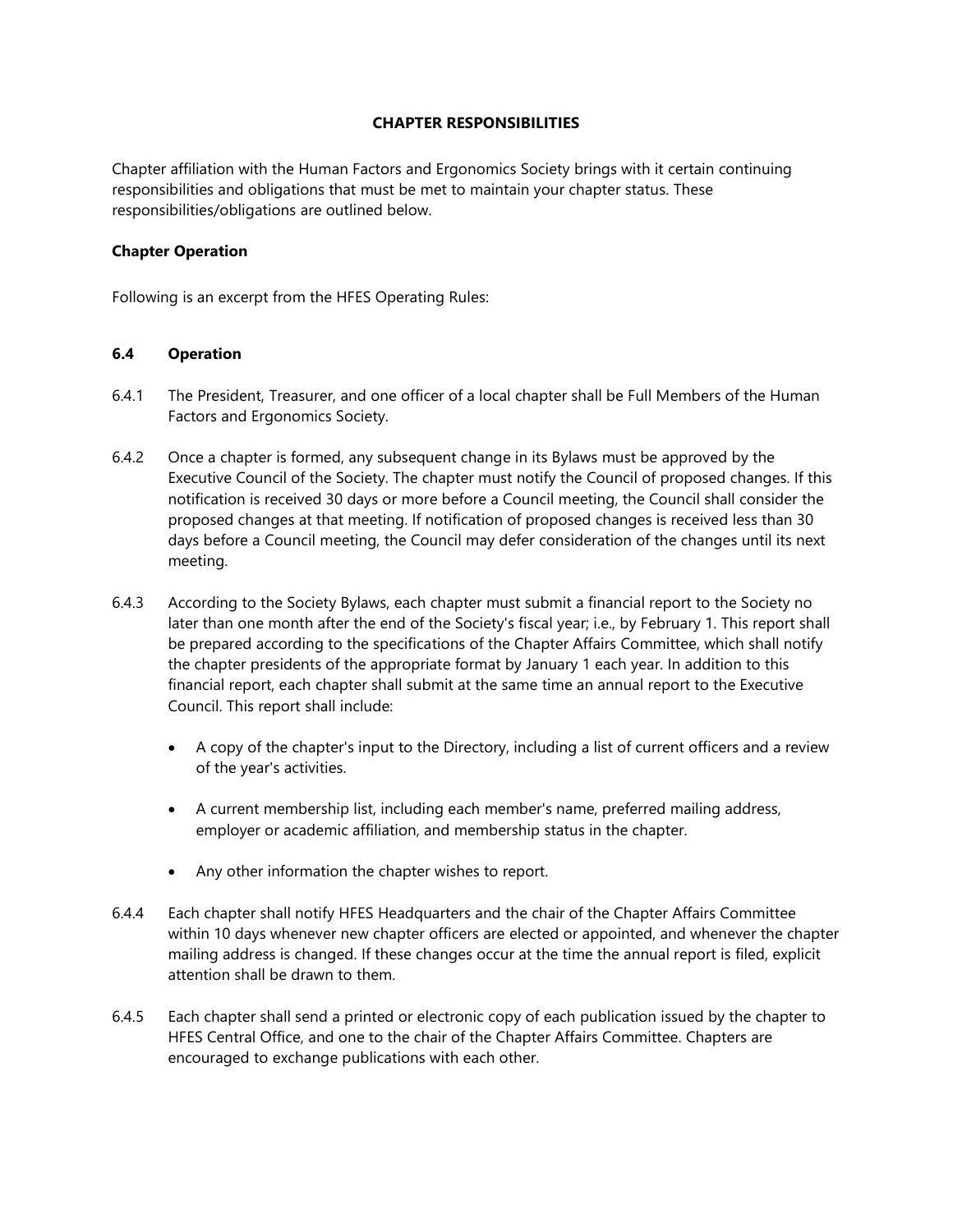## CHAPTER RESPONSIBILITIES

Chapter affiliation with the Human Factors and Ergonomics Society brings with it certain continuing responsibilities and obligations that must be met to maintain your chapter status. These responsibilities/obligations are outlined below.

### Chapter Operation

Following is an excerpt from the HFES Operating Rules:

#### 6.4 Operation

6.4.1 The President, Treasurer, and one officer of a local chapter shall be Full Members of the Human Factors and Ergonomics Society.

6.4.2 Once a chapter is formed, any subsequent change in its Bylaws must be approved by the Executive Council of the Society. The chapter must notify the Council of proposed changes. If this notification is received 30 days or more before a Council meeting, the Council shall consider the proposed changes at that meeting. If notification of proposed changes is received less than 30 days before a Council meeting, the Council may defer consideration of the changes until its next meeting.

6.4.3 According to the Society Bylaws, each chapter must submit a financial report to the Society no later than one month after the end of the Society's fiscal year; i.e., by February 1. This report shall be prepared according to the specifications of the Chapter Affairs Committee, which shall notify the chapter presidents of the appropriate format by January 1 each year. In addition to this financial report, each chapter shall submit at the same time an annual report to the Executive Council. This report shall include:

- A copy of the chapter's input to the Directory, including a list of current officers and a review of the year's activities.
- A current membership list, including each member's name, preferred mailing address, employer or academic affiliation, and membership status in the chapter.
- Any other information the chapter wishes to report.

6.4.4 Each chapter shall notify HFES Headquarters and the chair of the Chapter Affairs Committee within 10 days whenever new chapter officers are elected or appointed, and whenever the chapter mailing address is changed. If these changes occur at the time the annual report is filed, explicit attention shall be drawn to them.

6.4.5 Each chapter shall send a printed or electronic copy of each publication issued by the chapter to HFES Central Office, and one to the chair of the Chapter Affairs Committee. Chapters are encouraged to exchange publications with each other.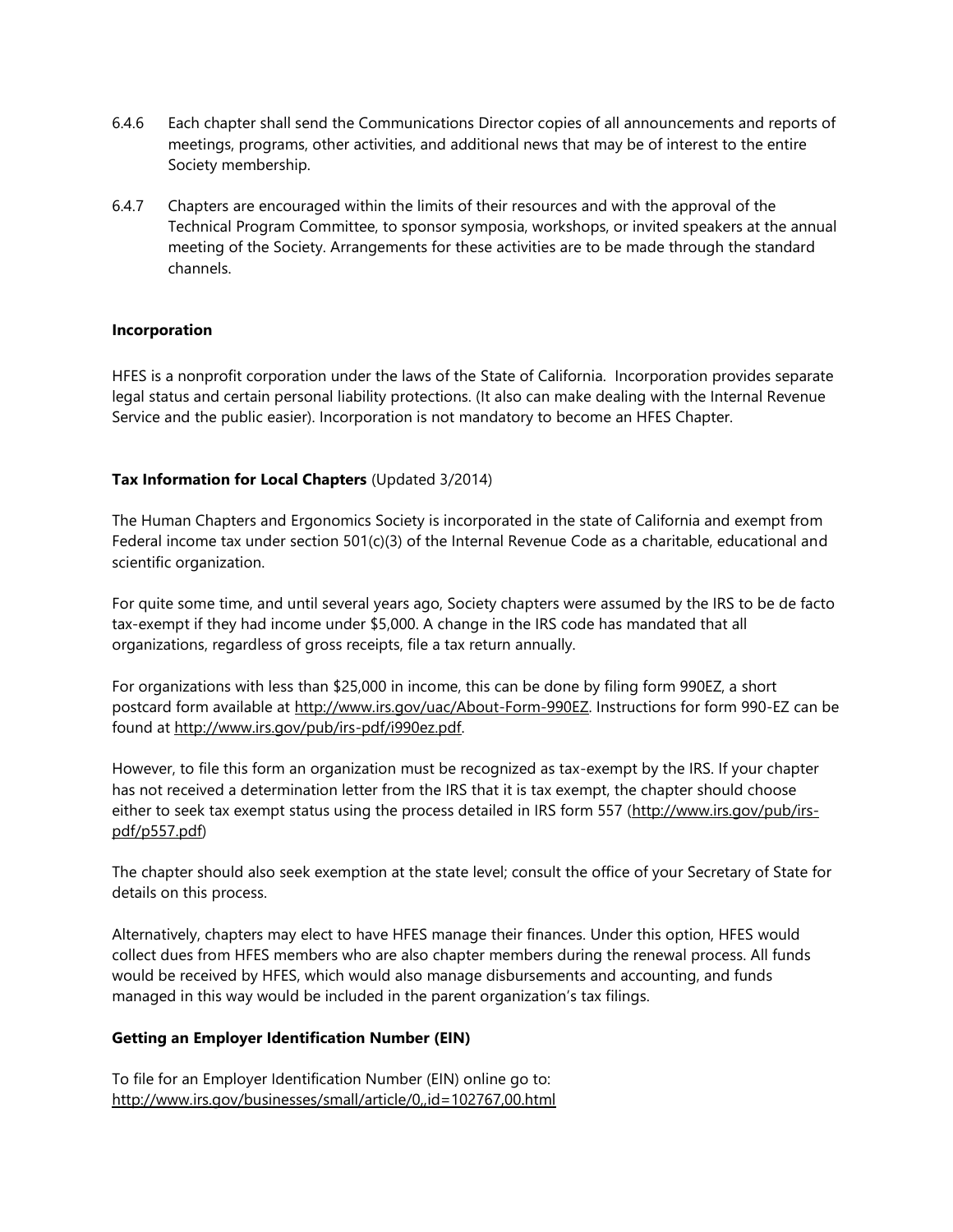6.4.6 Each chapter shall send the Communications Director copies of all announcements and reports of meetings, programs, other activities, and additional news that may be of interest to the entire Society membership.

6.4.7 Chapters are encouraged within the limits of their resources and with the approval of the Technical Program Committee, to sponsor symposia, workshops, or invited speakers at the annual meeting of the Society. Arrangements for these activities are to be made through the standard channels.

**Incorporation**

HFES is a nonprofit corporation under the laws of the State of California. Incorporation provides separate legal status and certain personal liability protections. (It also can make dealing with the Internal Revenue Service and the public easier). Incorporation is not mandatory to become an HFES Chapter.

**Tax Information for Local Chapters** (Updated 3/2014)

The Human Chapters and Ergonomics Society is incorporated in the state of California and exempt from Federal income tax under section 501(c)(3) of the Internal Revenue Code as a charitable, educational and scientific organization.

For quite some time, and until several years ago, Society chapters were assumed by the IRS to be de facto tax-exempt if they had income under $5,000. A change in the IRS code has mandated that all organizations, regardless of gross receipts, file a tax return annually.

For organizations with less than $25,000 in income, this can be done by filing form 990EZ, a short postcard form available at http://www.irs.gov/uac/About-Form-990EZ. Instructions for form 990-EZ can be found at http://www.irs.gov/pub/irs-pdf/i990ez.pdf.

However, to file this form an organization must be recognized as tax-exempt by the IRS. If your chapter has not received a determination letter from the IRS that it is tax exempt, the chapter should choose either to seek tax exempt status using the process detailed in IRS form 557 (http://www.irs.gov/pub/irs-pdf/p557.pdf)

The chapter should also seek exemption at the state level; consult the office of your Secretary of State for details on this process.

Alternatively, chapters may elect to have HFES manage their finances. Under this option, HFES would collect dues from HFES members who are also chapter members during the renewal process. All funds would be received by HFES, which would also manage disbursements and accounting, and funds managed in this way would be included in the parent organization's tax filings.

**Getting an Employer Identification Number (EIN)**

To file for an Employer Identification Number (EIN) online go to:
http://www.irs.gov/businesses/small/article/0,,id=102767,00.html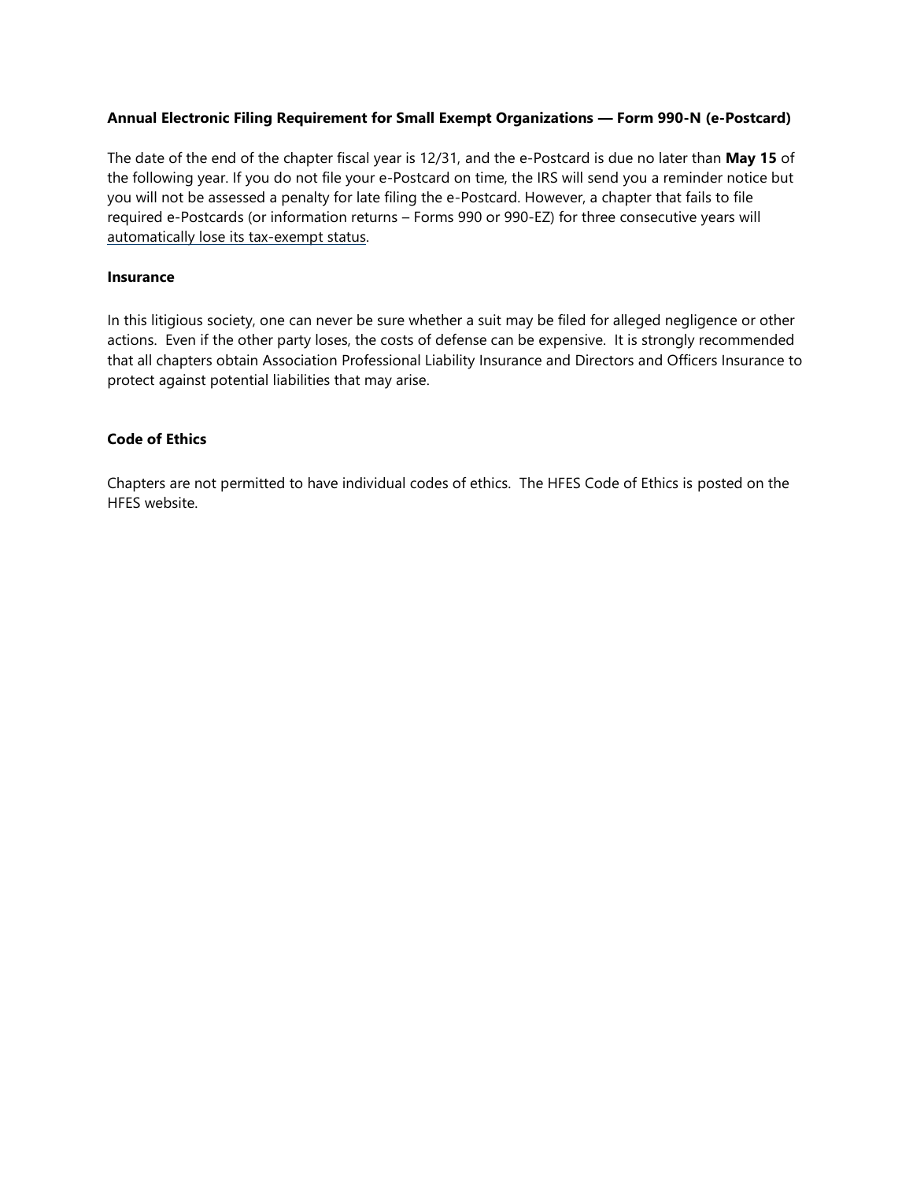**Annual Electronic Filing Requirement for Small Exempt Organizations — Form 990-N (e-Postcard)**

The date of the end of the chapter fiscal year is 12/31, and the e-Postcard is due no later than **May 15** of the following year. If you do not file your e-Postcard on time, the IRS will send you a reminder notice but you will not be assessed a penalty for late filing the e-Postcard. However, a chapter that fails to file required e-Postcards (or information returns – Forms 990 or 990-EZ) for three consecutive years will automatically lose its tax-exempt status.

**Insurance**

In this litigious society, one can never be sure whether a suit may be filed for alleged negligence or other actions. Even if the other party loses, the costs of defense can be expensive. It is strongly recommended that all chapters obtain Association Professional Liability Insurance and Directors and Officers Insurance to protect against potential liabilities that may arise.

**Code of Ethics**

Chapters are not permitted to have individual codes of ethics. The HFES Code of Ethics is posted on the HFES website.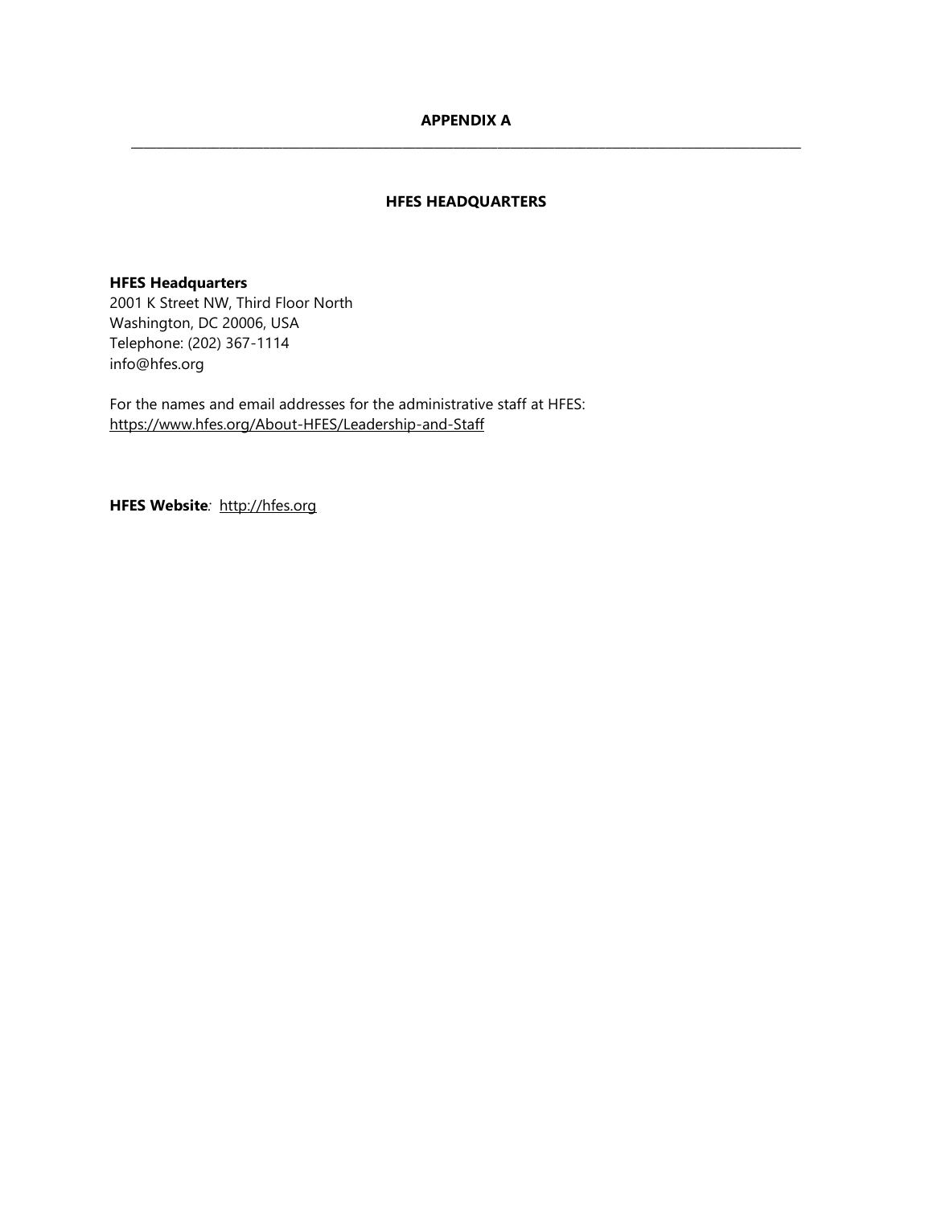# APPENDIX A

---

## HFES HEADQUARTERS

**HFES Headquarters**
2001 K Street NW, Third Floor North
Washington, DC 20006, USA
Telephone: (202) 367-1114
info@hfes.org

For the names and email addresses for the administrative staff at HFES:
https://www.hfes.org/About-HFES/Leadership-and-Staff

**HFES Website***:* http://hfes.org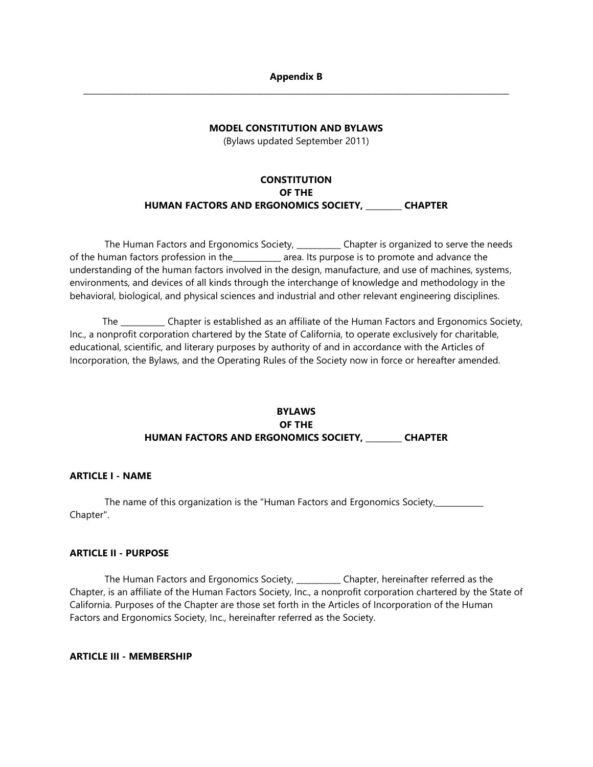**Appendix B**

---

## MODEL CONSTITUTION AND BYLAWS

(Bylaws updated September 2011)

## CONSTITUTION
## OF THE
## HUMAN FACTORS AND ERGONOMICS SOCIETY, _________ CHAPTER

The Human Factors and Ergonomics Society, ___________ Chapter is organized to serve the needs of the human factors profession in the___________ area. Its purpose is to promote and advance the understanding of the human factors involved in the design, manufacture, and use of machines, systems, environments, and devices of all kinds through the interchange of knowledge and methodology in the behavioral, biological, and physical sciences and industrial and other relevant engineering disciplines.

The ___________ Chapter is established as an affiliate of the Human Factors and Ergonomics Society, Inc., a nonprofit corporation chartered by the State of California, to operate exclusively for charitable, educational, scientific, and literary purposes by authority of and in accordance with the Articles of Incorporation, the Bylaws, and the Operating Rules of the Society now in force or hereafter amended.

## BYLAWS
## OF THE
## HUMAN FACTORS AND ERGONOMICS SOCIETY, _________ CHAPTER

### ARTICLE I - NAME

The name of this organization is the "Human Factors and Ergonomics Society,____________ Chapter".

### ARTICLE II - PURPOSE

The Human Factors and Ergonomics Society, ___________ Chapter, hereinafter referred as the Chapter, is an affiliate of the Human Factors Society, Inc., a nonprofit corporation chartered by the State of California. Purposes of the Chapter are those set forth in the Articles of Incorporation of the Human Factors and Ergonomics Society, Inc., hereinafter referred as the Society.

### ARTICLE III - MEMBERSHIP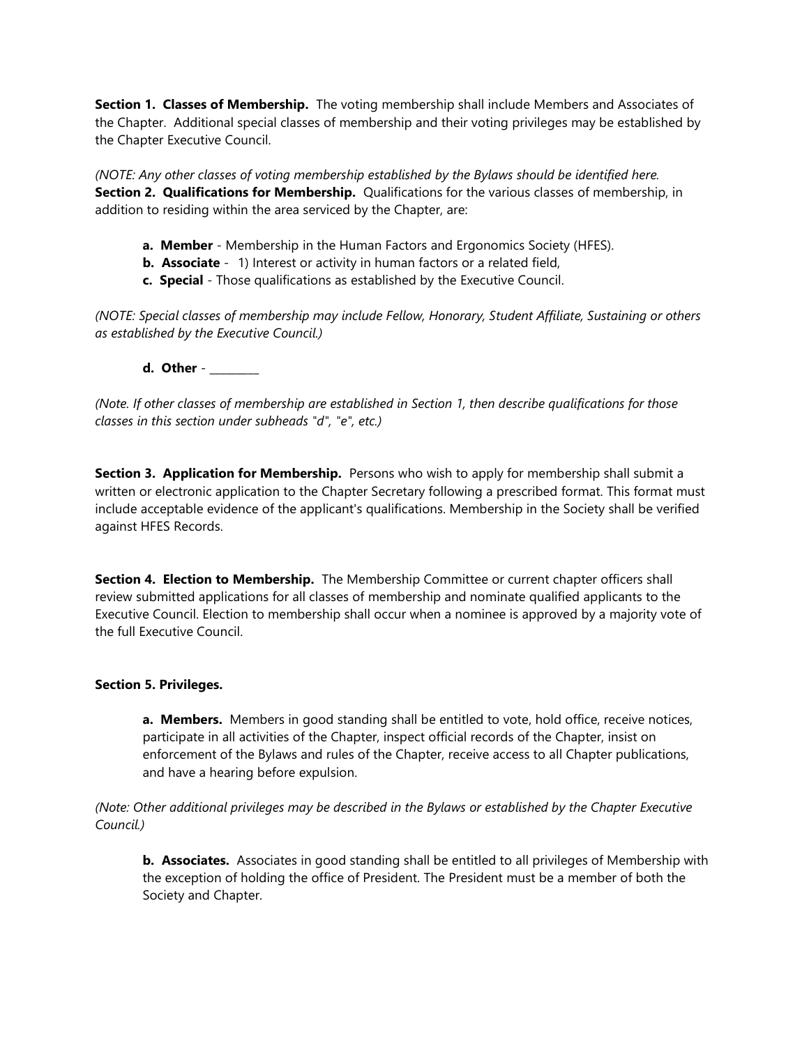**Section 1. Classes of Membership.** The voting membership shall include Members and Associates of the Chapter. Additional special classes of membership and their voting privileges may be established by the Chapter Executive Council.

*(NOTE: Any other classes of voting membership established by the Bylaws should be identified here.*
**Section 2. Qualifications for Membership.** Qualifications for the various classes of membership, in addition to residing within the area serviced by the Chapter, are:

- **a. Member** - Membership in the Human Factors and Ergonomics Society (HFES).
- **b. Associate** - 1) Interest or activity in human factors or a related field,
- **c. Special** - Those qualifications as established by the Executive Council.

*(NOTE: Special classes of membership may include Fellow, Honorary, Student Affiliate, Sustaining or others as established by the Executive Council.)*

- **d. Other** - _________

*(Note. If other classes of membership are established in Section 1, then describe qualifications for those classes in this section under subheads "d", "e", etc.)*

**Section 3. Application for Membership.** Persons who wish to apply for membership shall submit a written or electronic application to the Chapter Secretary following a prescribed format. This format must include acceptable evidence of the applicant's qualifications. Membership in the Society shall be verified against HFES Records.

**Section 4. Election to Membership.** The Membership Committee or current chapter officers shall review submitted applications for all classes of membership and nominate qualified applicants to the Executive Council. Election to membership shall occur when a nominee is approved by a majority vote of the full Executive Council.

**Section 5. Privileges.**

**a. Members.** Members in good standing shall be entitled to vote, hold office, receive notices, participate in all activities of the Chapter, inspect official records of the Chapter, insist on enforcement of the Bylaws and rules of the Chapter, receive access to all Chapter publications, and have a hearing before expulsion.

*(Note: Other additional privileges may be described in the Bylaws or established by the Chapter Executive Council.)*

**b. Associates.** Associates in good standing shall be entitled to all privileges of Membership with the exception of holding the office of President. The President must be a member of both the Society and Chapter.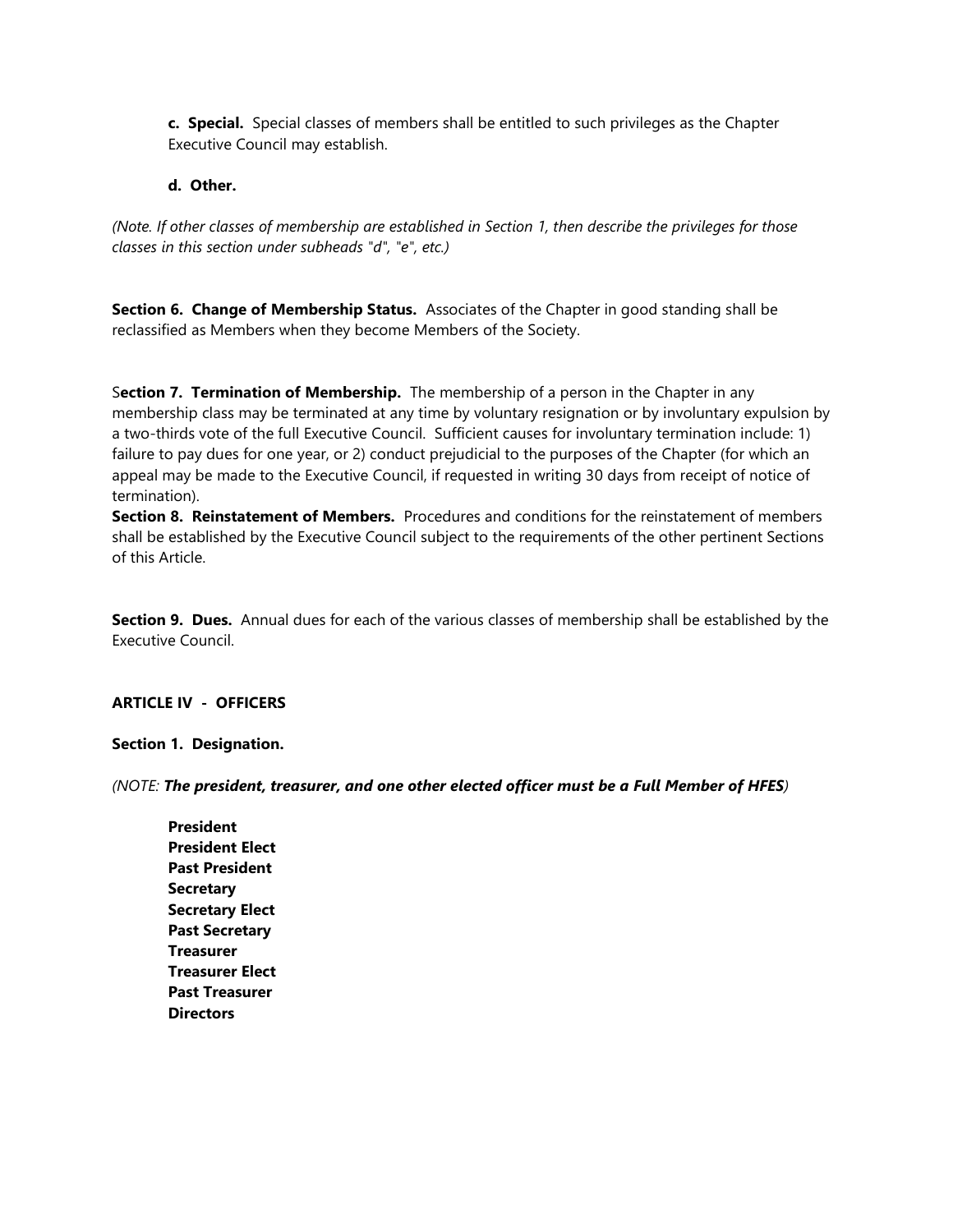**c. Special.** Special classes of members shall be entitled to such privileges as the Chapter Executive Council may establish.

**d. Other.**

*(Note. If other classes of membership are established in Section 1, then describe the privileges for those classes in this section under subheads "d", "e", etc.)*

**Section 6. Change of Membership Status.** Associates of the Chapter in good standing shall be reclassified as Members when they become Members of the Society.

S**ection 7. Termination of Membership.** The membership of a person in the Chapter in any membership class may be terminated at any time by voluntary resignation or by involuntary expulsion by a two-thirds vote of the full Executive Council. Sufficient causes for involuntary termination include: 1) failure to pay dues for one year, or 2) conduct prejudicial to the purposes of the Chapter (for which an appeal may be made to the Executive Council, if requested in writing 30 days from receipt of notice of termination).

**Section 8. Reinstatement of Members.** Procedures and conditions for the reinstatement of members shall be established by the Executive Council subject to the requirements of the other pertinent Sections of this Article.

**Section 9. Dues.** Annual dues for each of the various classes of membership shall be established by the Executive Council.

**ARTICLE IV - OFFICERS**

**Section 1. Designation.**

*(NOTE: **The president, treasurer, and one other elected officer must be a Full Member of HFES**)*

**President**
**President Elect**
**Past President**
**Secretary**
**Secretary Elect**
**Past Secretary**
**Treasurer**
**Treasurer Elect**
**Past Treasurer**
**Directors**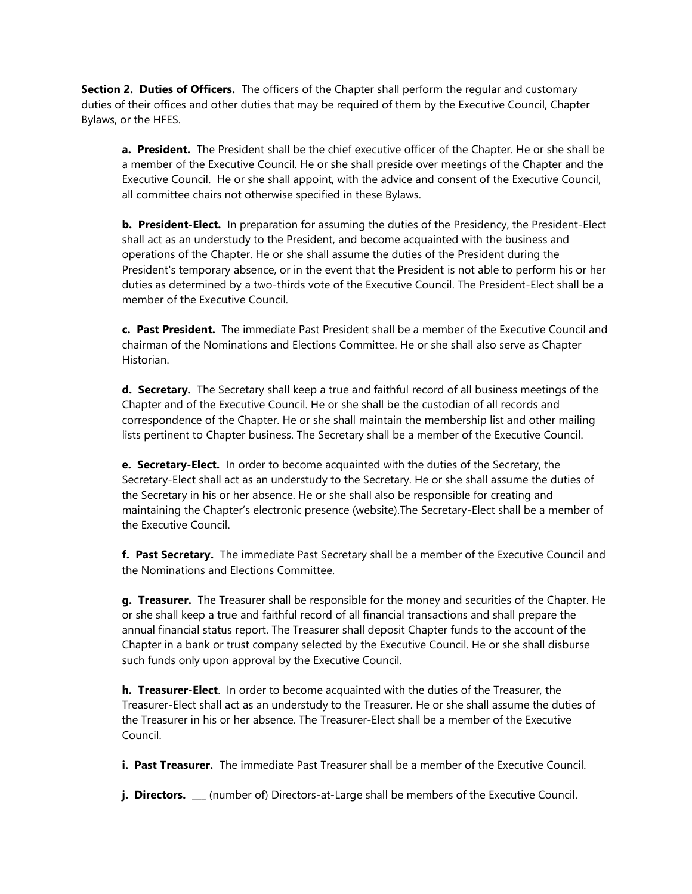**Section 2. Duties of Officers.** The officers of the Chapter shall perform the regular and customary duties of their offices and other duties that may be required of them by the Executive Council, Chapter Bylaws, or the HFES.

**a. President.** The President shall be the chief executive officer of the Chapter. He or she shall be a member of the Executive Council. He or she shall preside over meetings of the Chapter and the Executive Council. He or she shall appoint, with the advice and consent of the Executive Council, all committee chairs not otherwise specified in these Bylaws.

**b. President-Elect.** In preparation for assuming the duties of the Presidency, the President-Elect shall act as an understudy to the President, and become acquainted with the business and operations of the Chapter. He or she shall assume the duties of the President during the President's temporary absence, or in the event that the President is not able to perform his or her duties as determined by a two-thirds vote of the Executive Council. The President-Elect shall be a member of the Executive Council.

**c. Past President.** The immediate Past President shall be a member of the Executive Council and chairman of the Nominations and Elections Committee. He or she shall also serve as Chapter Historian.

**d. Secretary.** The Secretary shall keep a true and faithful record of all business meetings of the Chapter and of the Executive Council. He or she shall be the custodian of all records and correspondence of the Chapter. He or she shall maintain the membership list and other mailing lists pertinent to Chapter business. The Secretary shall be a member of the Executive Council.

**e. Secretary-Elect.** In order to become acquainted with the duties of the Secretary, the Secretary-Elect shall act as an understudy to the Secretary. He or she shall assume the duties of the Secretary in his or her absence. He or she shall also be responsible for creating and maintaining the Chapter's electronic presence (website).The Secretary-Elect shall be a member of the Executive Council.

**f. Past Secretary.** The immediate Past Secretary shall be a member of the Executive Council and the Nominations and Elections Committee.

**g. Treasurer.** The Treasurer shall be responsible for the money and securities of the Chapter. He or she shall keep a true and faithful record of all financial transactions and shall prepare the annual financial status report. The Treasurer shall deposit Chapter funds to the account of the Chapter in a bank or trust company selected by the Executive Council. He or she shall disburse such funds only upon approval by the Executive Council.

**h. Treasurer-Elect**. In order to become acquainted with the duties of the Treasurer, the Treasurer-Elect shall act as an understudy to the Treasurer. He or she shall assume the duties of the Treasurer in his or her absence. The Treasurer-Elect shall be a member of the Executive Council.

**i. Past Treasurer.** The immediate Past Treasurer shall be a member of the Executive Council.

**j. Directors.** ___ (number of) Directors-at-Large shall be members of the Executive Council.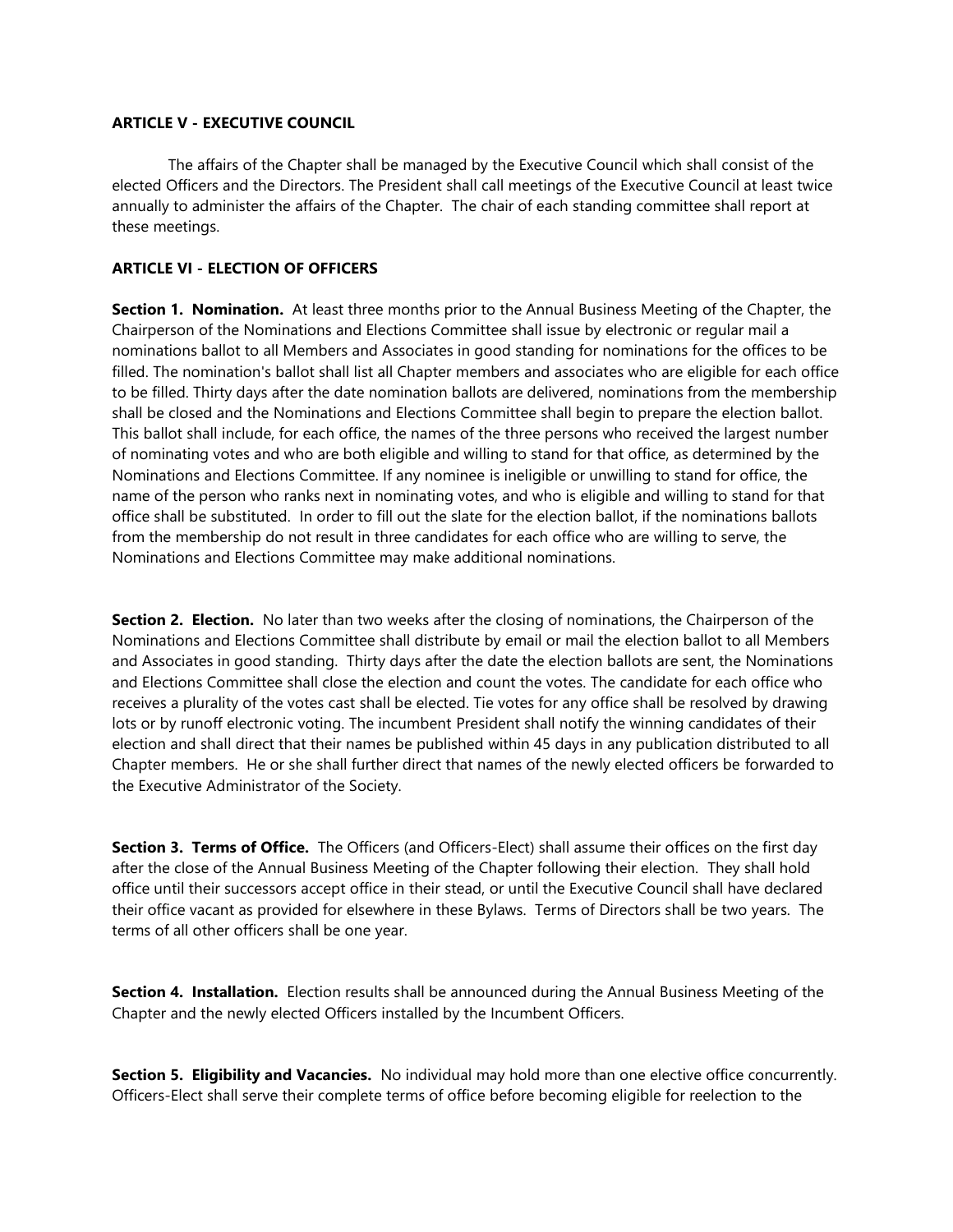**ARTICLE V - EXECUTIVE COUNCIL**

The affairs of the Chapter shall be managed by the Executive Council which shall consist of the elected Officers and the Directors. The President shall call meetings of the Executive Council at least twice annually to administer the affairs of the Chapter. The chair of each standing committee shall report at these meetings.

**ARTICLE VI - ELECTION OF OFFICERS**

**Section 1. Nomination.** At least three months prior to the Annual Business Meeting of the Chapter, the Chairperson of the Nominations and Elections Committee shall issue by electronic or regular mail a nominations ballot to all Members and Associates in good standing for nominations for the offices to be filled. The nomination's ballot shall list all Chapter members and associates who are eligible for each office to be filled. Thirty days after the date nomination ballots are delivered, nominations from the membership shall be closed and the Nominations and Elections Committee shall begin to prepare the election ballot. This ballot shall include, for each office, the names of the three persons who received the largest number of nominating votes and who are both eligible and willing to stand for that office, as determined by the Nominations and Elections Committee. If any nominee is ineligible or unwilling to stand for office, the name of the person who ranks next in nominating votes, and who is eligible and willing to stand for that office shall be substituted. In order to fill out the slate for the election ballot, if the nominations ballots from the membership do not result in three candidates for each office who are willing to serve, the Nominations and Elections Committee may make additional nominations.

**Section 2. Election.** No later than two weeks after the closing of nominations, the Chairperson of the Nominations and Elections Committee shall distribute by email or mail the election ballot to all Members and Associates in good standing. Thirty days after the date the election ballots are sent, the Nominations and Elections Committee shall close the election and count the votes. The candidate for each office who receives a plurality of the votes cast shall be elected. Tie votes for any office shall be resolved by drawing lots or by runoff electronic voting. The incumbent President shall notify the winning candidates of their election and shall direct that their names be published within 45 days in any publication distributed to all Chapter members. He or she shall further direct that names of the newly elected officers be forwarded to the Executive Administrator of the Society.

**Section 3. Terms of Office.** The Officers (and Officers-Elect) shall assume their offices on the first day after the close of the Annual Business Meeting of the Chapter following their election. They shall hold office until their successors accept office in their stead, or until the Executive Council shall have declared their office vacant as provided for elsewhere in these Bylaws. Terms of Directors shall be two years. The terms of all other officers shall be one year.

**Section 4. Installation.** Election results shall be announced during the Annual Business Meeting of the Chapter and the newly elected Officers installed by the Incumbent Officers.

**Section 5. Eligibility and Vacancies.** No individual may hold more than one elective office concurrently. Officers-Elect shall serve their complete terms of office before becoming eligible for reelection to the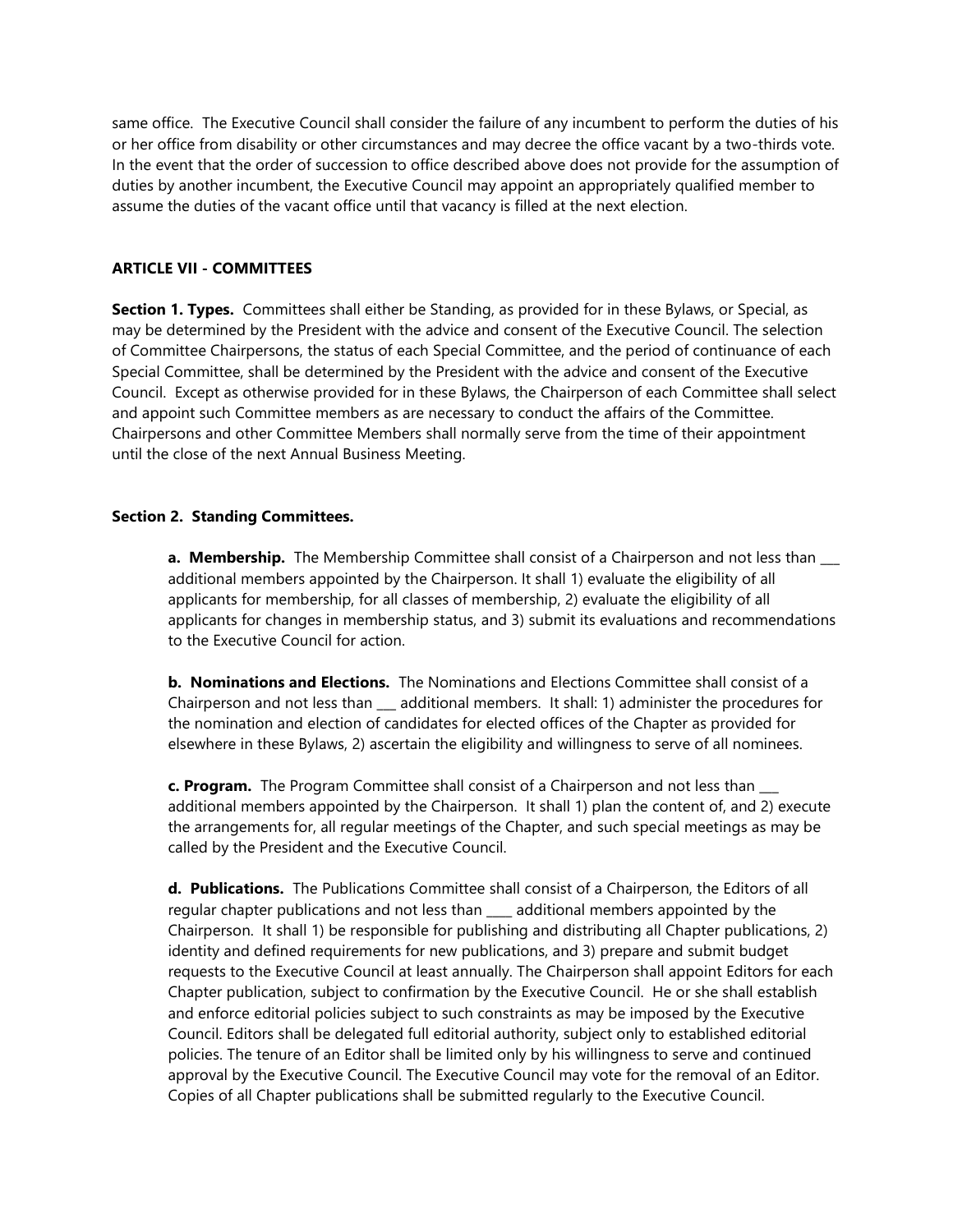same office. The Executive Council shall consider the failure of any incumbent to perform the duties of his or her office from disability or other circumstances and may decree the office vacant by a two-thirds vote. In the event that the order of succession to office described above does not provide for the assumption of duties by another incumbent, the Executive Council may appoint an appropriately qualified member to assume the duties of the vacant office until that vacancy is filled at the next election.

## ARTICLE VII - COMMITTEES

**Section 1. Types.** Committees shall either be Standing, as provided for in these Bylaws, or Special, as may be determined by the President with the advice and consent of the Executive Council. The selection of Committee Chairpersons, the status of each Special Committee, and the period of continuance of each Special Committee, shall be determined by the President with the advice and consent of the Executive Council. Except as otherwise provided for in these Bylaws, the Chairperson of each Committee shall select and appoint such Committee members as are necessary to conduct the affairs of the Committee. Chairpersons and other Committee Members shall normally serve from the time of their appointment until the close of the next Annual Business Meeting.

**Section 2. Standing Committees.**

**a. Membership.** The Membership Committee shall consist of a Chairperson and not less than ___ additional members appointed by the Chairperson. It shall 1) evaluate the eligibility of all applicants for membership, for all classes of membership, 2) evaluate the eligibility of all applicants for changes in membership status, and 3) submit its evaluations and recommendations to the Executive Council for action.

**b. Nominations and Elections.** The Nominations and Elections Committee shall consist of a Chairperson and not less than ___ additional members. It shall: 1) administer the procedures for the nomination and election of candidates for elected offices of the Chapter as provided for elsewhere in these Bylaws, 2) ascertain the eligibility and willingness to serve of all nominees.

**c. Program.** The Program Committee shall consist of a Chairperson and not less than ___ additional members appointed by the Chairperson. It shall 1) plan the content of, and 2) execute the arrangements for, all regular meetings of the Chapter, and such special meetings as may be called by the President and the Executive Council.

**d. Publications.** The Publications Committee shall consist of a Chairperson, the Editors of all regular chapter publications and not less than ____ additional members appointed by the Chairperson. It shall 1) be responsible for publishing and distributing all Chapter publications, 2) identity and defined requirements for new publications, and 3) prepare and submit budget requests to the Executive Council at least annually. The Chairperson shall appoint Editors for each Chapter publication, subject to confirmation by the Executive Council. He or she shall establish and enforce editorial policies subject to such constraints as may be imposed by the Executive Council. Editors shall be delegated full editorial authority, subject only to established editorial policies. The tenure of an Editor shall be limited only by his willingness to serve and continued approval by the Executive Council. The Executive Council may vote for the removal of an Editor. Copies of all Chapter publications shall be submitted regularly to the Executive Council.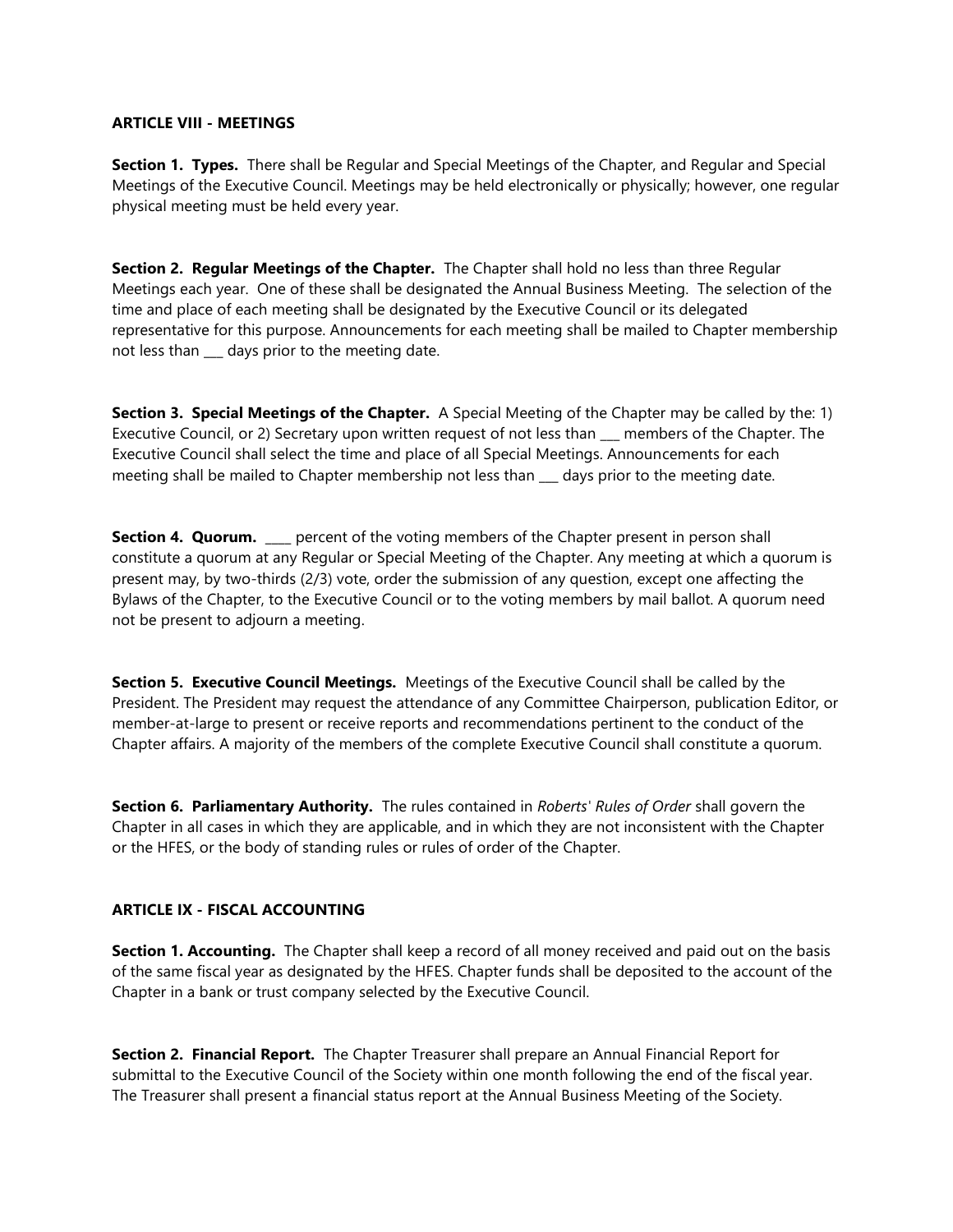**ARTICLE VIII - MEETINGS**

**Section 1. Types.** There shall be Regular and Special Meetings of the Chapter, and Regular and Special Meetings of the Executive Council. Meetings may be held electronically or physically; however, one regular physical meeting must be held every year.

**Section 2. Regular Meetings of the Chapter.** The Chapter shall hold no less than three Regular Meetings each year. One of these shall be designated the Annual Business Meeting. The selection of the time and place of each meeting shall be designated by the Executive Council or its delegated representative for this purpose. Announcements for each meeting shall be mailed to Chapter membership not less than ___ days prior to the meeting date.

**Section 3. Special Meetings of the Chapter.** A Special Meeting of the Chapter may be called by the: 1) Executive Council, or 2) Secretary upon written request of not less than ___ members of the Chapter. The Executive Council shall select the time and place of all Special Meetings. Announcements for each meeting shall be mailed to Chapter membership not less than ___ days prior to the meeting date.

**Section 4. Quorum.** ____ percent of the voting members of the Chapter present in person shall constitute a quorum at any Regular or Special Meeting of the Chapter. Any meeting at which a quorum is present may, by two-thirds (2/3) vote, order the submission of any question, except one affecting the Bylaws of the Chapter, to the Executive Council or to the voting members by mail ballot. A quorum need not be present to adjourn a meeting.

**Section 5. Executive Council Meetings.** Meetings of the Executive Council shall be called by the President. The President may request the attendance of any Committee Chairperson, publication Editor, or member-at-large to present or receive reports and recommendations pertinent to the conduct of the Chapter affairs. A majority of the members of the complete Executive Council shall constitute a quorum.

**Section 6. Parliamentary Authority.** The rules contained in *Roberts' Rules of Order* shall govern the Chapter in all cases in which they are applicable, and in which they are not inconsistent with the Chapter or the HFES, or the body of standing rules or rules of order of the Chapter.

**ARTICLE IX - FISCAL ACCOUNTING**

**Section 1. Accounting.** The Chapter shall keep a record of all money received and paid out on the basis of the same fiscal year as designated by the HFES. Chapter funds shall be deposited to the account of the Chapter in a bank or trust company selected by the Executive Council.

**Section 2. Financial Report.** The Chapter Treasurer shall prepare an Annual Financial Report for submittal to the Executive Council of the Society within one month following the end of the fiscal year. The Treasurer shall present a financial status report at the Annual Business Meeting of the Society.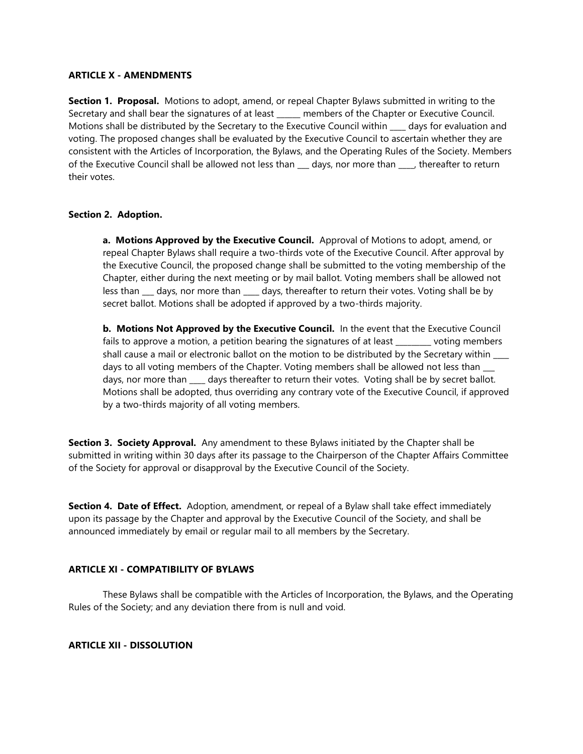**ARTICLE X - AMENDMENTS**

**Section 1. Proposal.** Motions to adopt, amend, or repeal Chapter Bylaws submitted in writing to the Secretary and shall bear the signatures of at least ______ members of the Chapter or Executive Council. Motions shall be distributed by the Secretary to the Executive Council within ____ days for evaluation and voting. The proposed changes shall be evaluated by the Executive Council to ascertain whether they are consistent with the Articles of Incorporation, the Bylaws, and the Operating Rules of the Society. Members of the Executive Council shall be allowed not less than ___ days, nor more than ____, thereafter to return their votes.

**Section 2. Adoption.**

> **a. Motions Approved by the Executive Council.** Approval of Motions to adopt, amend, or repeal Chapter Bylaws shall require a two-thirds vote of the Executive Council. After approval by the Executive Council, the proposed change shall be submitted to the voting membership of the Chapter, either during the next meeting or by mail ballot. Voting members shall be allowed not less than ___ days, nor more than ____ days, thereafter to return their votes. Voting shall be by secret ballot. Motions shall be adopted if approved by a two-thirds majority.
>
> **b. Motions Not Approved by the Executive Council.** In the event that the Executive Council fails to approve a motion, a petition bearing the signatures of at least _________ voting members shall cause a mail or electronic ballot on the motion to be distributed by the Secretary within ____ days to all voting members of the Chapter. Voting members shall be allowed not less than ___ days, nor more than ____ days thereafter to return their votes. Voting shall be by secret ballot. Motions shall be adopted, thus overriding any contrary vote of the Executive Council, if approved by a two-thirds majority of all voting members.

**Section 3. Society Approval.** Any amendment to these Bylaws initiated by the Chapter shall be submitted in writing within 30 days after its passage to the Chairperson of the Chapter Affairs Committee of the Society for approval or disapproval by the Executive Council of the Society.

**Section 4. Date of Effect.** Adoption, amendment, or repeal of a Bylaw shall take effect immediately upon its passage by the Chapter and approval by the Executive Council of the Society, and shall be announced immediately by email or regular mail to all members by the Secretary.

**ARTICLE XI - COMPATIBILITY OF BYLAWS**

These Bylaws shall be compatible with the Articles of Incorporation, the Bylaws, and the Operating Rules of the Society; and any deviation there from is null and void.

**ARTICLE XII - DISSOLUTION**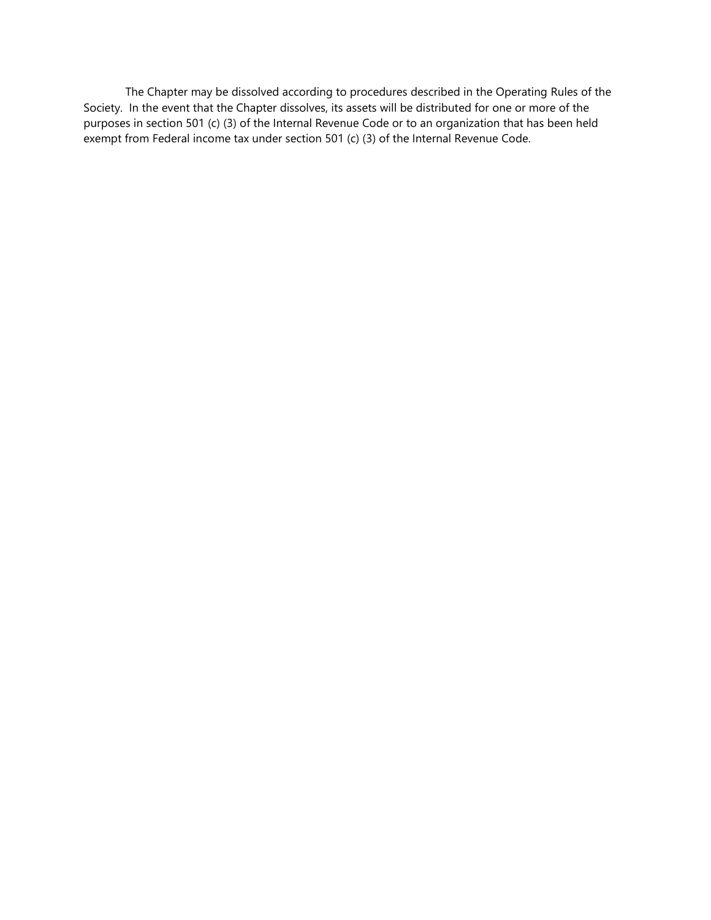The Chapter may be dissolved according to procedures described in the Operating Rules of the Society. In the event that the Chapter dissolves, its assets will be distributed for one or more of the purposes in section 501 (c) (3) of the Internal Revenue Code or to an organization that has been held exempt from Federal income tax under section 501 (c) (3) of the Internal Revenue Code.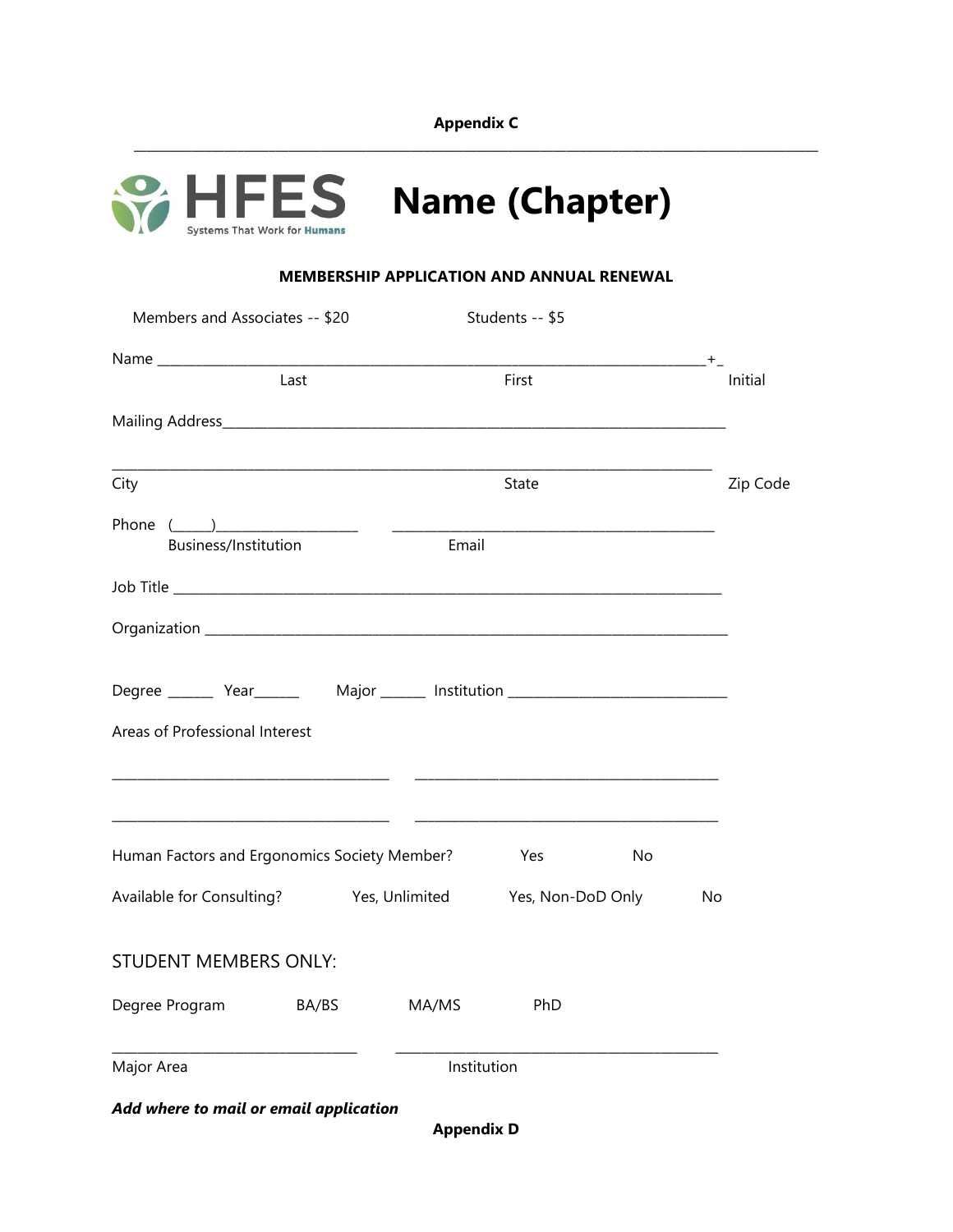**Appendix C**

---

HFES
Systems That Work for Humans

# Name (Chapter)

**MEMBERSHIP APPLICATION AND ANNUAL RENEWAL**

Members and Associates -- $20 Students -- $5

Name ______________________________________________________________________+_
Last First Initial

Mailing Address________________________________________________________________

______________________________________________________________________________
City State Zip Code

Phone (______)____________________ ______________________________________________
Business/Institution Email

Job Title ______________________________________________________________________

Organization ___________________________________________________________________

Degree ______ Year______ Major ______ Institution ______________________________

Areas of Professional Interest

_______________________________________ ___________________________________________

_______________________________________ ___________________________________________

Human Factors and Ergonomics Society Member? Yes No

Available for Consulting? Yes, Unlimited Yes, Non-DoD Only No

STUDENT MEMBERS ONLY:

Degree Program BA/BS MA/MS PhD

___________________________________ ______________________________________________
Major Area Institution

***Add where to mail or email application***

**Appendix D**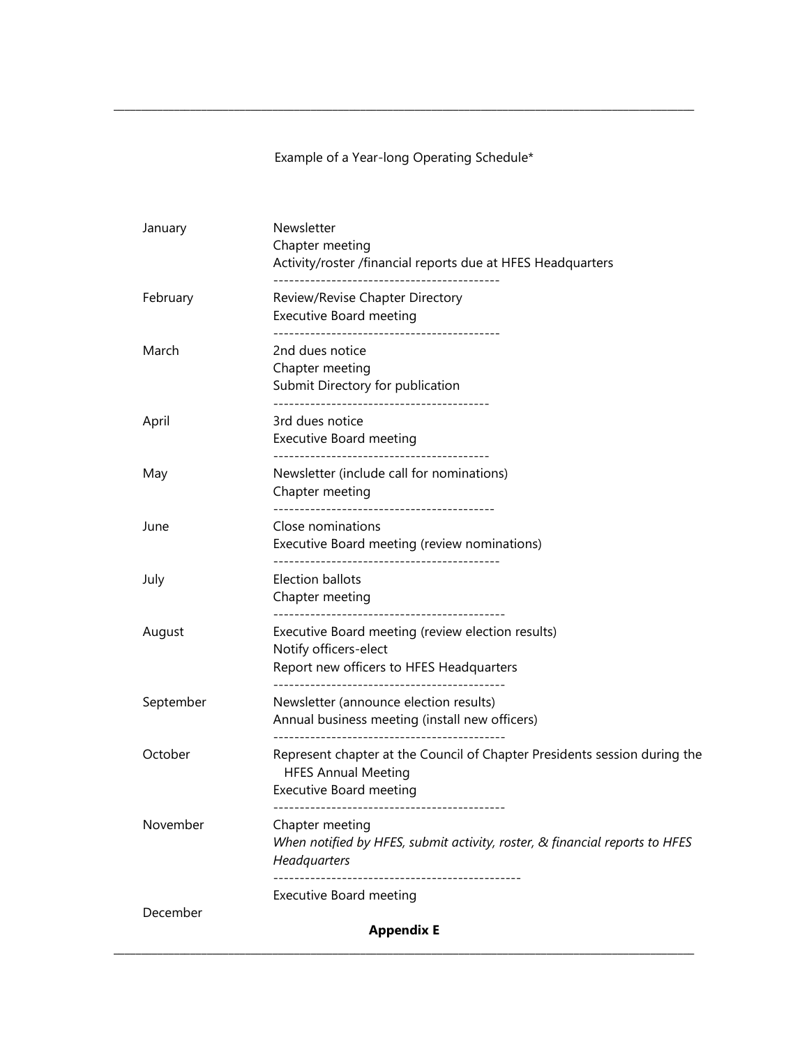Example of a Year-long Operating Schedule*

| Month | Activities |
| --- | --- |
| January | Newsletter<br>Chapter meeting<br>Activity/roster /financial reports due at HFES Headquarters |
| February | Review/Revise Chapter Directory<br>Executive Board meeting |
| March | 2nd dues notice<br>Chapter meeting<br>Submit Directory for publication |
| April | 3rd dues notice<br>Executive Board meeting |
| May | Newsletter (include call for nominations)<br>Chapter meeting |
| June | Close nominations<br>Executive Board meeting (review nominations) |
| July | Election ballots<br>Chapter meeting |
| August | Executive Board meeting (review election results)<br>Notify officers-elect<br>Report new officers to HFES Headquarters |
| September | Newsletter (announce election results)<br>Annual business meeting (install new officers) |
| October | Represent chapter at the Council of Chapter Presidents session during the HFES Annual Meeting<br>Executive Board meeting |
| November | Chapter meeting<br>*When notified by HFES, submit activity, roster, & financial reports to HFES Headquarters* |
| December | Executive Board meeting |

**Appendix E**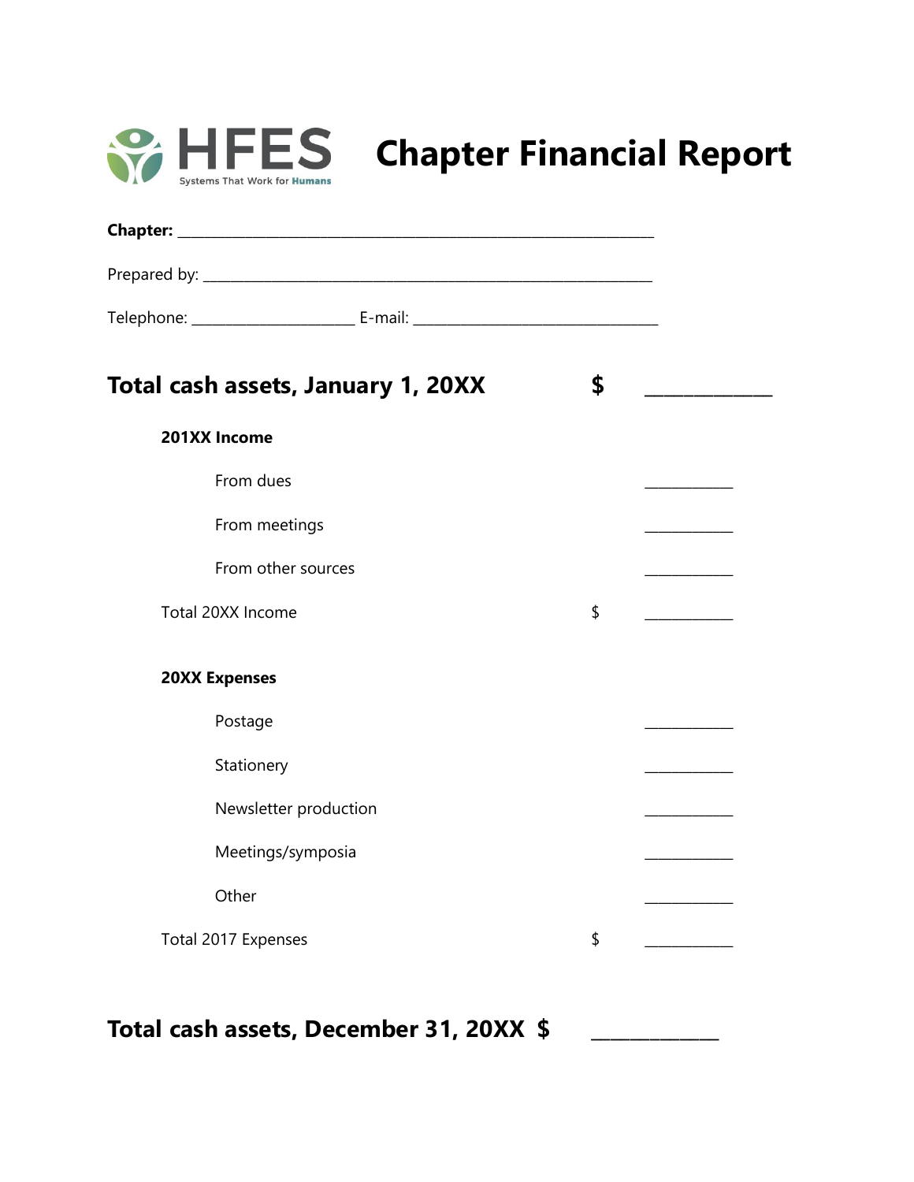HFES Systems That Work for Humans

# Chapter Financial Report

**Chapter:** ____________________________________________________________

Prepared by: ____________________________________________________________

Telephone: ______________________ E-mail: __________________________________

## Total cash assets, January 1, 20XX $ ______________

**201XX Income**

From dues ____________

From meetings ____________

From other sources ____________

Total 20XX Income $ ____________

**20XX Expenses**

Postage ____________

Stationery ____________

Newsletter production ____________

Meetings/symposia ____________

Other ____________

Total 2017 Expenses $ ____________

## Total cash assets, December 31, 20XX $ ______________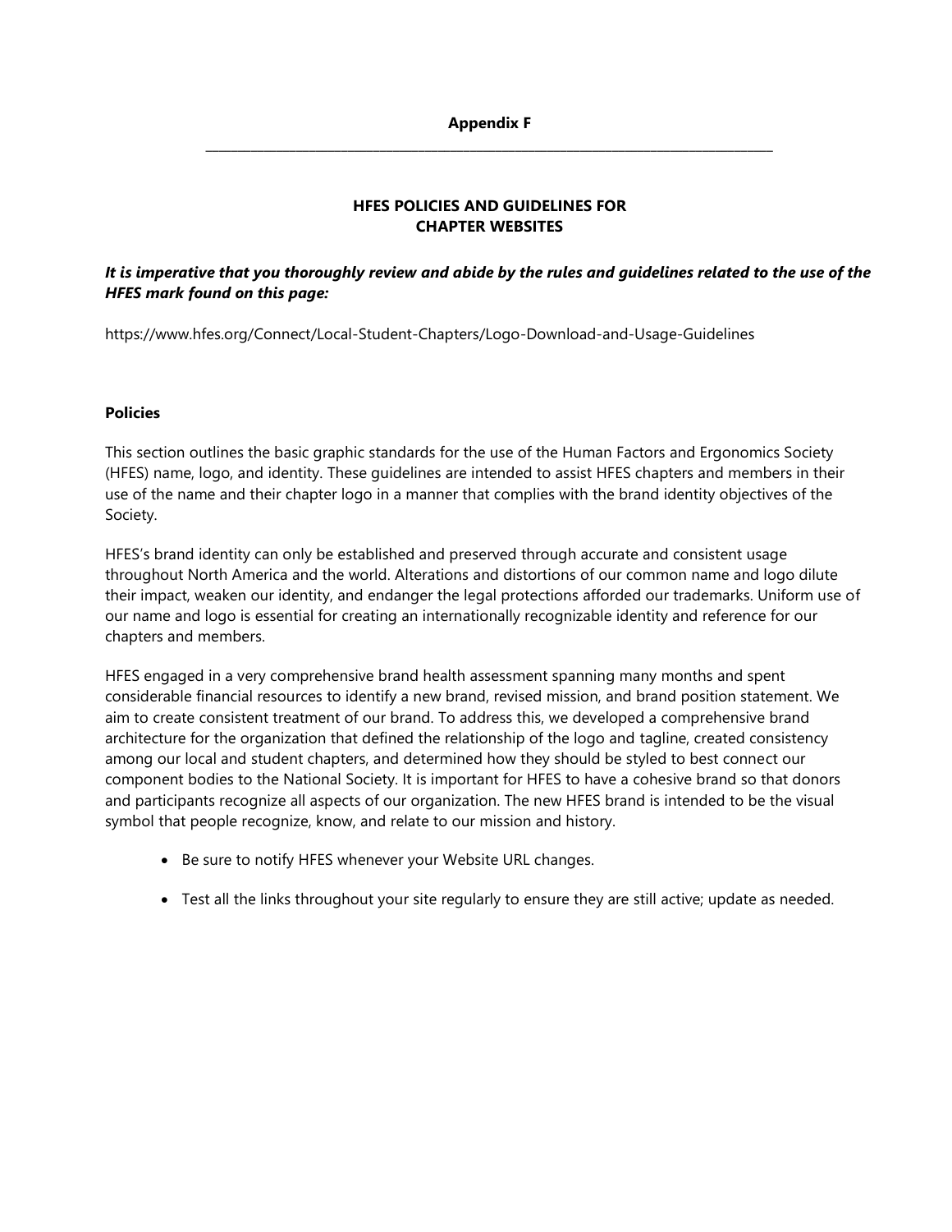**Appendix F**

---

## HFES POLICIES AND GUIDELINES FOR CHAPTER WEBSITES

***It is imperative that you thoroughly review and abide by the rules and guidelines related to the use of the HFES mark found on this page:***

https://www.hfes.org/Connect/Local-Student-Chapters/Logo-Download-and-Usage-Guidelines

### Policies

This section outlines the basic graphic standards for the use of the Human Factors and Ergonomics Society (HFES) name, logo, and identity. These guidelines are intended to assist HFES chapters and members in their use of the name and their chapter logo in a manner that complies with the brand identity objectives of the Society.

HFES's brand identity can only be established and preserved through accurate and consistent usage throughout North America and the world. Alterations and distortions of our common name and logo dilute their impact, weaken our identity, and endanger the legal protections afforded our trademarks. Uniform use of our name and logo is essential for creating an internationally recognizable identity and reference for our chapters and members.

HFES engaged in a very comprehensive brand health assessment spanning many months and spent considerable financial resources to identify a new brand, revised mission, and brand position statement. We aim to create consistent treatment of our brand. To address this, we developed a comprehensive brand architecture for the organization that defined the relationship of the logo and tagline, created consistency among our local and student chapters, and determined how they should be styled to best connect our component bodies to the National Society. It is important for HFES to have a cohesive brand so that donors and participants recognize all aspects of our organization. The new HFES brand is intended to be the visual symbol that people recognize, know, and relate to our mission and history.

- Be sure to notify HFES whenever your Website URL changes.
- Test all the links throughout your site regularly to ensure they are still active; update as needed.